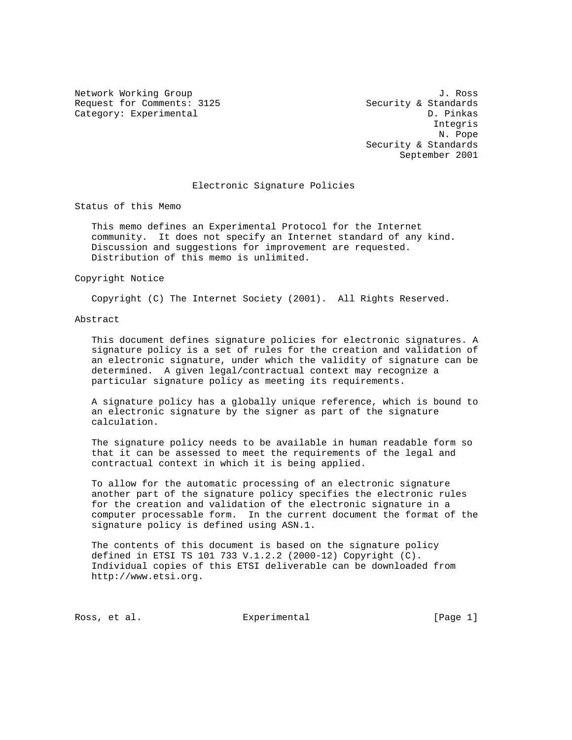Network Working Group J. Ross
Request for Comments: 3125 Security & Standards
Category: Experimental D. Pinkas
Integris
N. Pope
Security & Standards
September 2001

# Electronic Signature Policies

## Status of this Memo

This memo defines an Experimental Protocol for the Internet community. It does not specify an Internet standard of any kind. Discussion and suggestions for improvement are requested. Distribution of this memo is unlimited.

## Copyright Notice

Copyright (C) The Internet Society (2001). All Rights Reserved.

## Abstract

This document defines signature policies for electronic signatures. A signature policy is a set of rules for the creation and validation of an electronic signature, under which the validity of signature can be determined. A given legal/contractual context may recognize a particular signature policy as meeting its requirements.

A signature policy has a globally unique reference, which is bound to an electronic signature by the signer as part of the signature calculation.

The signature policy needs to be available in human readable form so that it can be assessed to meet the requirements of the legal and contractual context in which it is being applied.

To allow for the automatic processing of an electronic signature another part of the signature policy specifies the electronic rules for the creation and validation of the electronic signature in a computer processable form. In the current document the format of the signature policy is defined using ASN.1.

The contents of this document is based on the signature policy defined in ETSI TS 101 733 V.1.2.2 (2000-12) Copyright (C). Individual copies of this ETSI deliverable can be downloaded from http://www.etsi.org.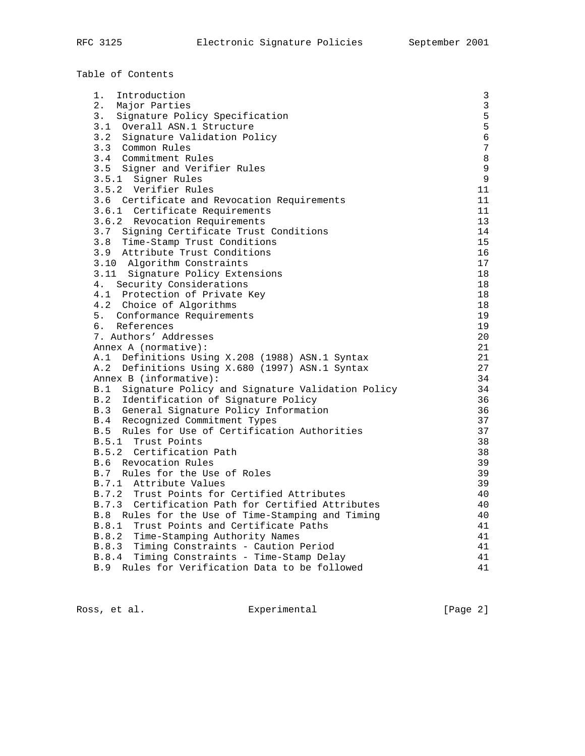Table of Contents

| | |
|---|---|
| 1. Introduction | 3 |
| 2. Major Parties | 3 |
| 3. Signature Policy Specification | 5 |
| 3.1 Overall ASN.1 Structure | 5 |
| 3.2 Signature Validation Policy | 6 |
| 3.3 Common Rules | 7 |
| 3.4 Commitment Rules | 8 |
| 3.5 Signer and Verifier Rules | 9 |
| 3.5.1 Signer Rules | 9 |
| 3.5.2 Verifier Rules | 11 |
| 3.6 Certificate and Revocation Requirements | 11 |
| 3.6.1 Certificate Requirements | 11 |
| 3.6.2 Revocation Requirements | 13 |
| 3.7 Signing Certificate Trust Conditions | 14 |
| 3.8 Time-Stamp Trust Conditions | 15 |
| 3.9 Attribute Trust Conditions | 16 |
| 3.10 Algorithm Constraints | 17 |
| 3.11 Signature Policy Extensions | 18 |
| 4. Security Considerations | 18 |
| 4.1 Protection of Private Key | 18 |
| 4.2 Choice of Algorithms | 18 |
| 5. Conformance Requirements | 19 |
| 6. References | 19 |
| 7. Authors' Addresses | 20 |
| Annex A (normative): | 21 |
| A.1 Definitions Using X.208 (1988) ASN.1 Syntax | 21 |
| A.2 Definitions Using X.680 (1997) ASN.1 Syntax | 27 |
| Annex B (informative): | 34 |
| B.1 Signature Policy and Signature Validation Policy | 34 |
| B.2 Identification of Signature Policy | 36 |
| B.3 General Signature Policy Information | 36 |
| B.4 Recognized Commitment Types | 37 |
| B.5 Rules for Use of Certification Authorities | 37 |
| B.5.1 Trust Points | 38 |
| B.5.2 Certification Path | 38 |
| B.6 Revocation Rules | 39 |
| B.7 Rules for the Use of Roles | 39 |
| B.7.1 Attribute Values | 39 |
| B.7.2 Trust Points for Certified Attributes | 40 |
| B.7.3 Certification Path for Certified Attributes | 40 |
| B.8 Rules for the Use of Time-Stamping and Timing | 40 |
| B.8.1 Trust Points and Certificate Paths | 41 |
| B.8.2 Time-Stamping Authority Names | 41 |
| B.8.3 Timing Constraints - Caution Period | 41 |
| B.8.4 Timing Constraints - Time-Stamp Delay | 41 |
| B.9 Rules for Verification Data to be followed | 41 |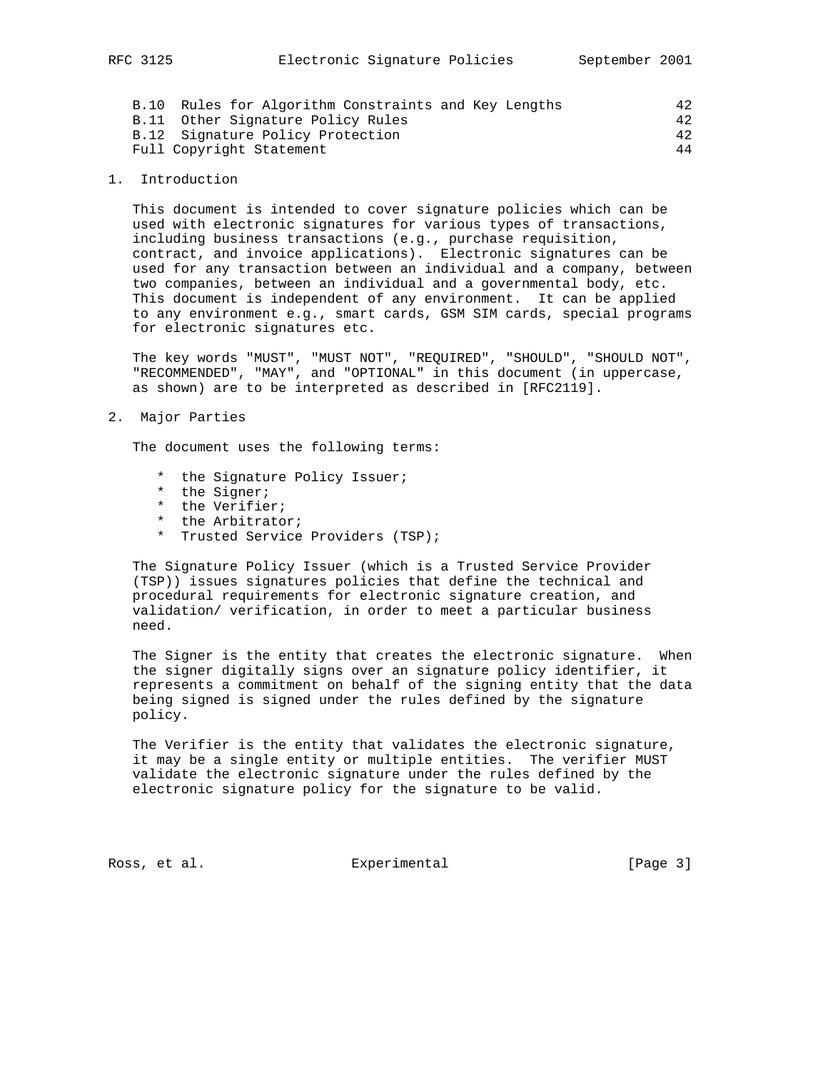B.10 Rules for Algorithm Constraints and Key Lengths 42
B.11 Other Signature Policy Rules 42
B.12 Signature Policy Protection 42
Full Copyright Statement 44

## 1. Introduction

This document is intended to cover signature policies which can be used with electronic signatures for various types of transactions, including business transactions (e.g., purchase requisition, contract, and invoice applications). Electronic signatures can be used for any transaction between an individual and a company, between two companies, between an individual and a governmental body, etc. This document is independent of any environment. It can be applied to any environment e.g., smart cards, GSM SIM cards, special programs for electronic signatures etc.

The key words "MUST", "MUST NOT", "REQUIRED", "SHOULD", "SHOULD NOT", "RECOMMENDED", "MAY", and "OPTIONAL" in this document (in uppercase, as shown) are to be interpreted as described in [RFC2119].

## 2. Major Parties

The document uses the following terms:

* the Signature Policy Issuer;
* the Signer;
* the Verifier;
* the Arbitrator;
* Trusted Service Providers (TSP);

The Signature Policy Issuer (which is a Trusted Service Provider (TSP)) issues signatures policies that define the technical and procedural requirements for electronic signature creation, and validation/ verification, in order to meet a particular business need.

The Signer is the entity that creates the electronic signature. When the signer digitally signs over an signature policy identifier, it represents a commitment on behalf of the signing entity that the data being signed is signed under the rules defined by the signature policy.

The Verifier is the entity that validates the electronic signature, it may be a single entity or multiple entities. The verifier MUST validate the electronic signature under the rules defined by the electronic signature policy for the signature to be valid.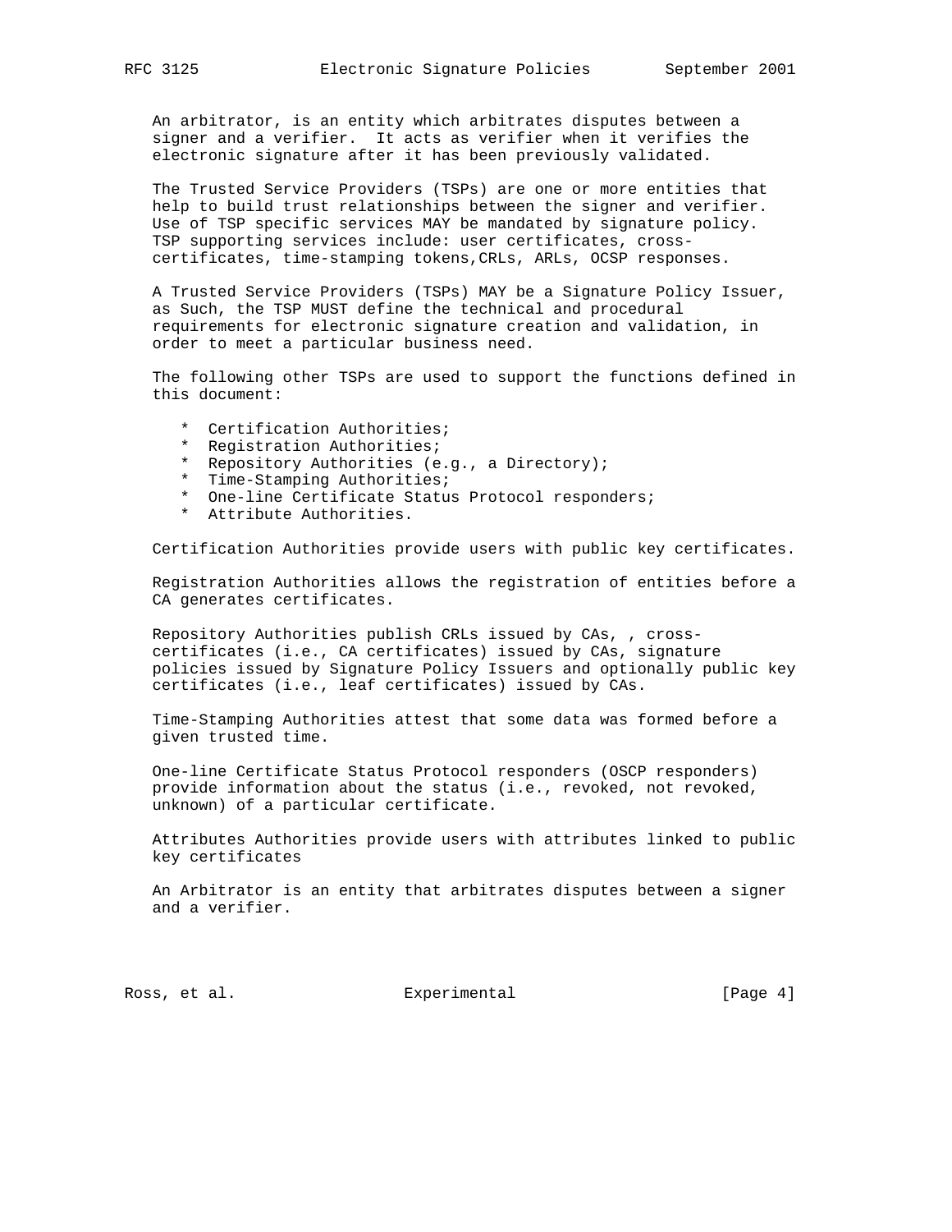An arbitrator, is an entity which arbitrates disputes between a signer and a verifier. It acts as verifier when it verifies the electronic signature after it has been previously validated.

The Trusted Service Providers (TSPs) are one or more entities that help to build trust relationships between the signer and verifier. Use of TSP specific services MAY be mandated by signature policy. TSP supporting services include: user certificates, cross-certificates, time-stamping tokens,CRLs, ARLs, OCSP responses.

A Trusted Service Providers (TSPs) MAY be a Signature Policy Issuer, as Such, the TSP MUST define the technical and procedural requirements for electronic signature creation and validation, in order to meet a particular business need.

The following other TSPs are used to support the functions defined in this document:

* Certification Authorities;
* Registration Authorities;
* Repository Authorities (e.g., a Directory);
* Time-Stamping Authorities;
* One-line Certificate Status Protocol responders;
* Attribute Authorities.

Certification Authorities provide users with public key certificates.

Registration Authorities allows the registration of entities before a CA generates certificates.

Repository Authorities publish CRLs issued by CAs, , cross-certificates (i.e., CA certificates) issued by CAs, signature policies issued by Signature Policy Issuers and optionally public key certificates (i.e., leaf certificates) issued by CAs.

Time-Stamping Authorities attest that some data was formed before a given trusted time.

One-line Certificate Status Protocol responders (OSCP responders) provide information about the status (i.e., revoked, not revoked, unknown) of a particular certificate.

Attributes Authorities provide users with attributes linked to public key certificates

An Arbitrator is an entity that arbitrates disputes between a signer and a verifier.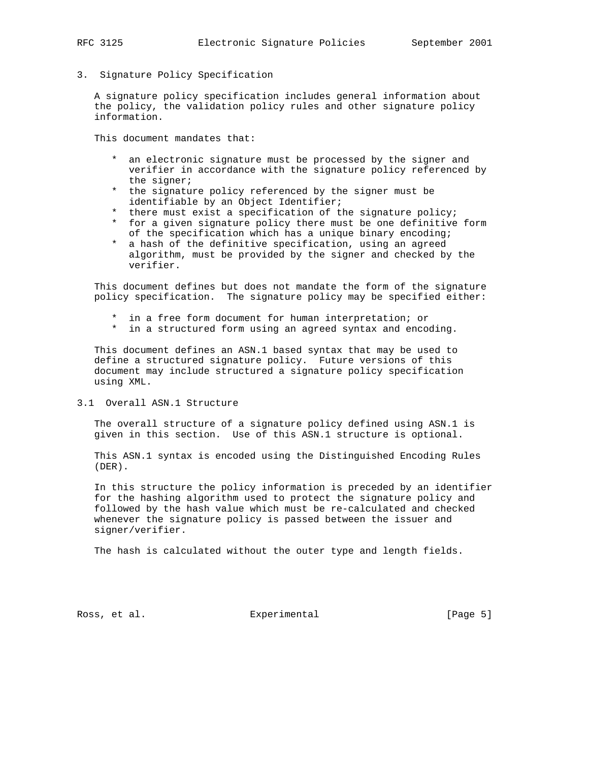## 3. Signature Policy Specification

A signature policy specification includes general information about the policy, the validation policy rules and other signature policy information.

This document mandates that:

* an electronic signature must be processed by the signer and verifier in accordance with the signature policy referenced by the signer;
* the signature policy referenced by the signer must be identifiable by an Object Identifier;
* there must exist a specification of the signature policy;
* for a given signature policy there must be one definitive form of the specification which has a unique binary encoding;
* a hash of the definitive specification, using an agreed algorithm, must be provided by the signer and checked by the verifier.

This document defines but does not mandate the form of the signature policy specification. The signature policy may be specified either:

* in a free form document for human interpretation; or
* in a structured form using an agreed syntax and encoding.

This document defines an ASN.1 based syntax that may be used to define a structured signature policy. Future versions of this document may include structured a signature policy specification using XML.

### 3.1 Overall ASN.1 Structure

The overall structure of a signature policy defined using ASN.1 is given in this section. Use of this ASN.1 structure is optional.

This ASN.1 syntax is encoded using the Distinguished Encoding Rules (DER).

In this structure the policy information is preceded by an identifier for the hashing algorithm used to protect the signature policy and followed by the hash value which must be re-calculated and checked whenever the signature policy is passed between the issuer and signer/verifier.

The hash is calculated without the outer type and length fields.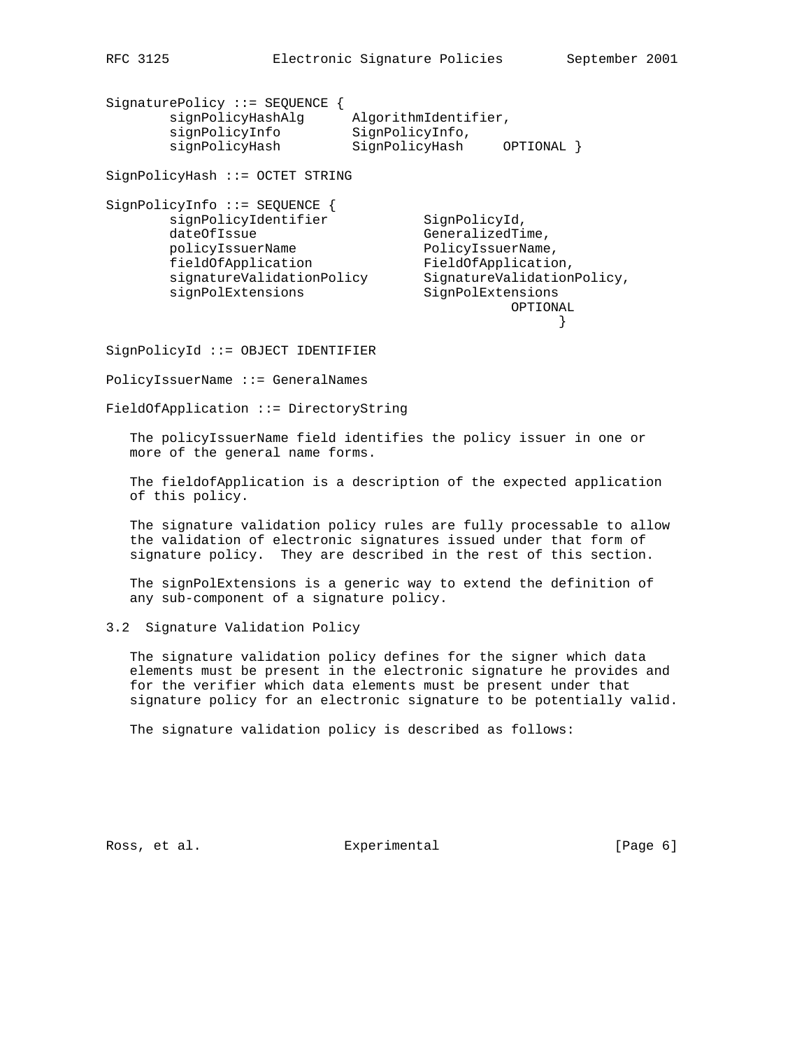```
SignaturePolicy ::= SEQUENCE {
       signPolicyHashAlg      AlgorithmIdentifier,
       signPolicyInfo         SignPolicyInfo,
       signPolicyHash         SignPolicyHash     OPTIONAL }

SignPolicyHash ::= OCTET STRING

SignPolicyInfo ::= SEQUENCE {
       signPolicyIdentifier            SignPolicyId,
       dateOfIssue                     GeneralizedTime,
       policyIssuerName                PolicyIssuerName,
       fieldOfApplication              FieldOfApplication,
       signatureValidationPolicy       SignatureValidationPolicy,
       signPolExtensions               SignPolExtensions
                                                  OPTIONAL
                                                        }

SignPolicyId ::= OBJECT IDENTIFIER

PolicyIssuerName ::= GeneralNames

FieldOfApplication ::= DirectoryString
```

The policyIssuerName field identifies the policy issuer in one or more of the general name forms.

The fieldofApplication is a description of the expected application of this policy.

The signature validation policy rules are fully processable to allow the validation of electronic signatures issued under that form of signature policy. They are described in the rest of this section.

The signPolExtensions is a generic way to extend the definition of any sub-component of a signature policy.

## 3.2 Signature Validation Policy

The signature validation policy defines for the signer which data elements must be present in the electronic signature he provides and for the verifier which data elements must be present under that signature policy for an electronic signature to be potentially valid.

The signature validation policy is described as follows: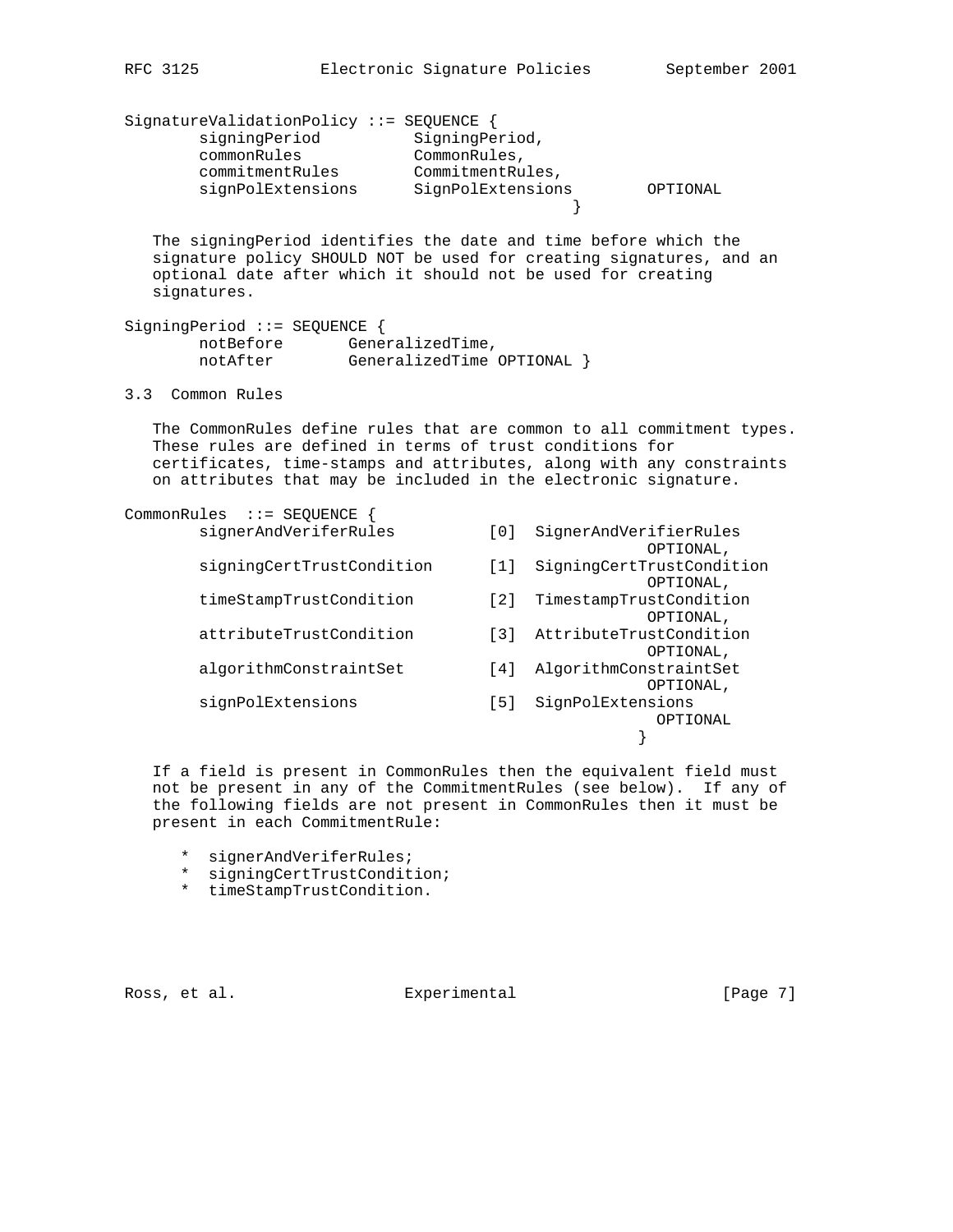```
SignatureValidationPolicy ::= SEQUENCE {
        signingPeriod          SigningPeriod,
        commonRules            CommonRules,
        commitmentRules        CommitmentRules,
        signPolExtensions      SignPolExtensions        OPTIONAL
                                                }
```

The signingPeriod identifies the date and time before which the signature policy SHOULD NOT be used for creating signatures, and an optional date after which it should not be used for creating signatures.

```
SigningPeriod ::= SEQUENCE {
        notBefore       GeneralizedTime,
        notAfter        GeneralizedTime OPTIONAL }
```

## 3.3 Common Rules

The CommonRules define rules that are common to all commitment types. These rules are defined in terms of trust conditions for certificates, time-stamps and attributes, along with any constraints on attributes that may be included in the electronic signature.

```
CommonRules  ::= SEQUENCE {
        signerAndVeriferRules          [0]  SignerAndVerifierRules
                                                        OPTIONAL,
        signingCertTrustCondition      [1]  SigningCertTrustCondition
                                                        OPTIONAL,
        timeStampTrustCondition        [2]  TimestampTrustCondition
                                                        OPTIONAL,
        attributeTrustCondition        [3]  AttributeTrustCondition
                                                        OPTIONAL,
        algorithmConstraintSet         [4]  AlgorithmConstraintSet
                                                        OPTIONAL,
        signPolExtensions              [5]  SignPolExtensions
                                                         OPTIONAL
                                                       }
```

If a field is present in CommonRules then the equivalent field must not be present in any of the CommitmentRules (see below). If any of the following fields are not present in CommonRules then it must be present in each CommitmentRule:

* signerAndVeriferRules;
* signingCertTrustCondition;
* timeStampTrustCondition.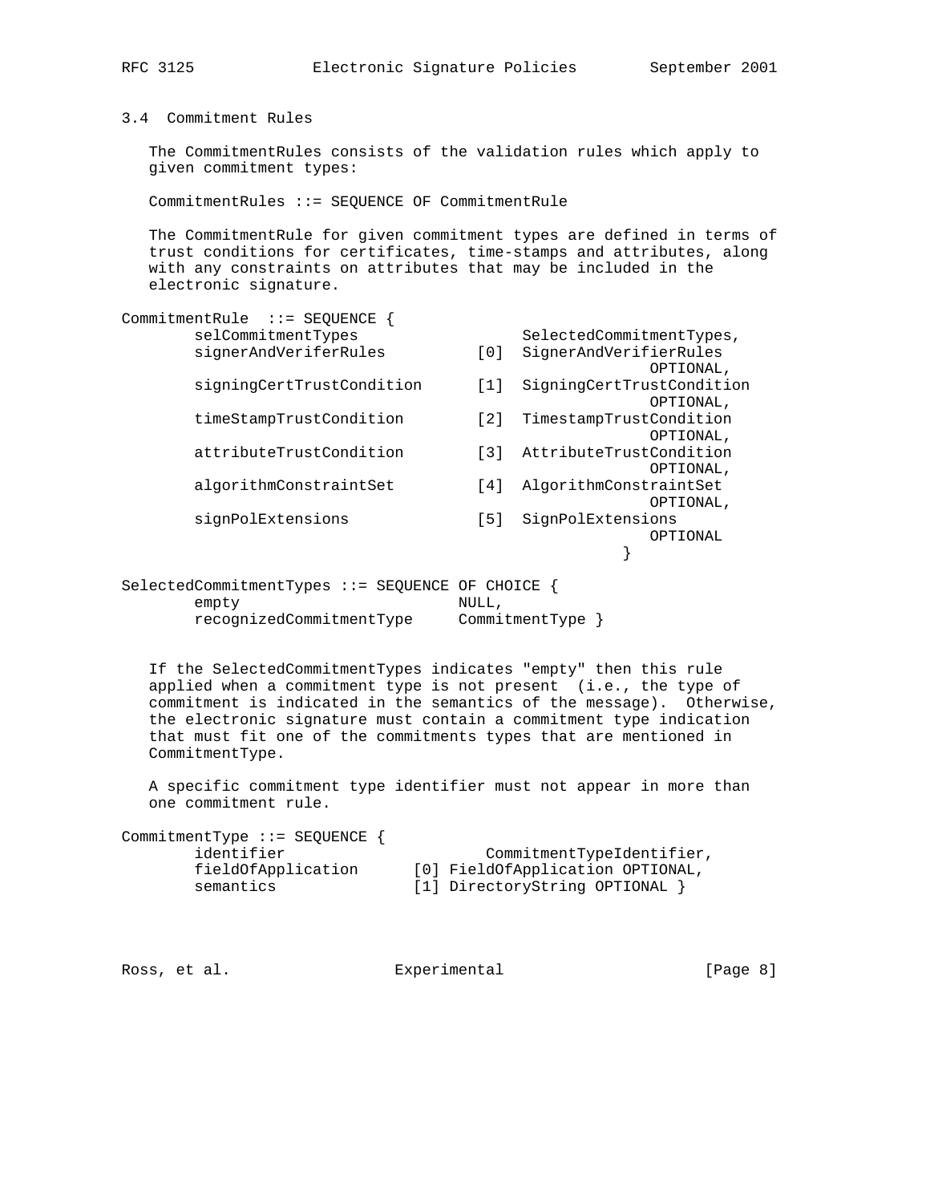### 3.4 Commitment Rules

The CommitmentRules consists of the validation rules which apply to given commitment types:

```
CommitmentRules ::= SEQUENCE OF CommitmentRule
```

The CommitmentRule for given commitment types are defined in terms of trust conditions for certificates, time-stamps and attributes, along with any constraints on attributes that may be included in the electronic signature.

```
CommitmentRule  ::= SEQUENCE {
       selCommitmentTypes                  SelectedCommitmentTypes,
       signerAndVeriferRules          [0]  SignerAndVerifierRules
                                                          OPTIONAL,
       signingCertTrustCondition      [1]  SigningCertTrustCondition
                                                          OPTIONAL,
       timeStampTrustCondition        [2]  TimestampTrustCondition
                                                          OPTIONAL,
       attributeTrustCondition        [3]  AttributeTrustCondition
                                                          OPTIONAL,
       algorithmConstraintSet         [4]  AlgorithmConstraintSet
                                                          OPTIONAL,
       signPolExtensions              [5]  SignPolExtensions
                                                          OPTIONAL
                                                        }

SelectedCommitmentTypes ::= SEQUENCE OF CHOICE {
       empty                        NULL,
       recognizedCommitmentType     CommitmentType }
```

If the SelectedCommitmentTypes indicates "empty" then this rule applied when a commitment type is not present (i.e., the type of commitment is indicated in the semantics of the message). Otherwise, the electronic signature must contain a commitment type indication that must fit one of the commitments types that are mentioned in CommitmentType.

A specific commitment type identifier must not appear in more than one commitment rule.

```
CommitmentType ::= SEQUENCE {
       identifier                      CommitmentTypeIdentifier,
       fieldOfApplication      [0] FieldOfApplication OPTIONAL,
       semantics               [1] DirectoryString OPTIONAL }
```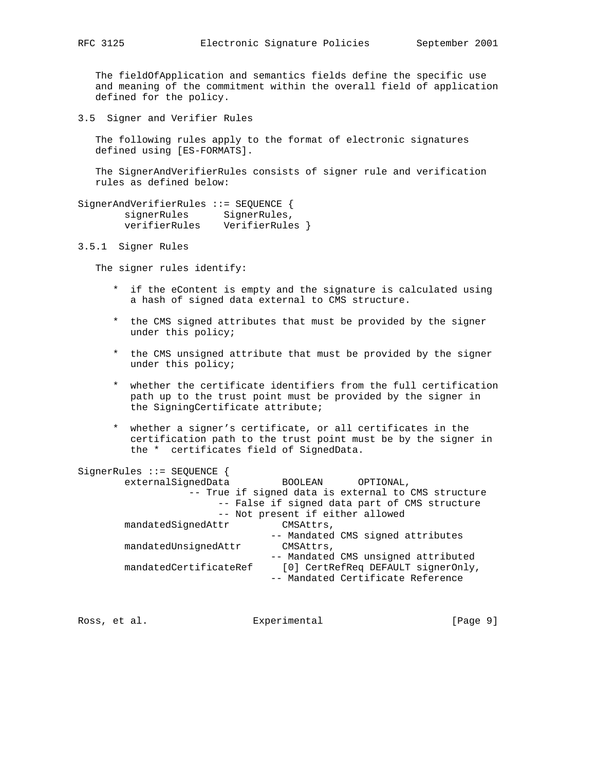The fieldOfApplication and semantics fields define the specific use and meaning of the commitment within the overall field of application defined for the policy.

### 3.5 Signer and Verifier Rules

The following rules apply to the format of electronic signatures defined using [ES-FORMATS].

The SignerAndVerifierRules consists of signer rule and verification rules as defined below:

```
SignerAndVerifierRules ::= SEQUENCE {
        signerRules      SignerRules,
        verifierRules    VerifierRules }
```

#### 3.5.1 Signer Rules

The signer rules identify:

* if the eContent is empty and the signature is calculated using a hash of signed data external to CMS structure.

* the CMS signed attributes that must be provided by the signer under this policy;

* the CMS unsigned attribute that must be provided by the signer under this policy;

* whether the certificate identifiers from the full certification path up to the trust point must be provided by the signer in the SigningCertificate attribute;

* whether a signer's certificate, or all certificates in the certification path to the trust point must be by the signer in the * certificates field of SignedData.

```
SignerRules ::= SEQUENCE {
        externalSignedData         BOOLEAN      OPTIONAL,
                    -- True if signed data is external to CMS structure
                          -- False if signed data part of CMS structure
                          -- Not present if either allowed
        mandatedSignedAttr         CMSAttrs,
                                -- Mandated CMS signed attributes
        mandatedUnsignedAttr       CMSAttrs,
                                -- Mandated CMS unsigned attributed
        mandatedCertificateRef     [0] CertRefReq DEFAULT signerOnly,
                                -- Mandated Certificate Reference
```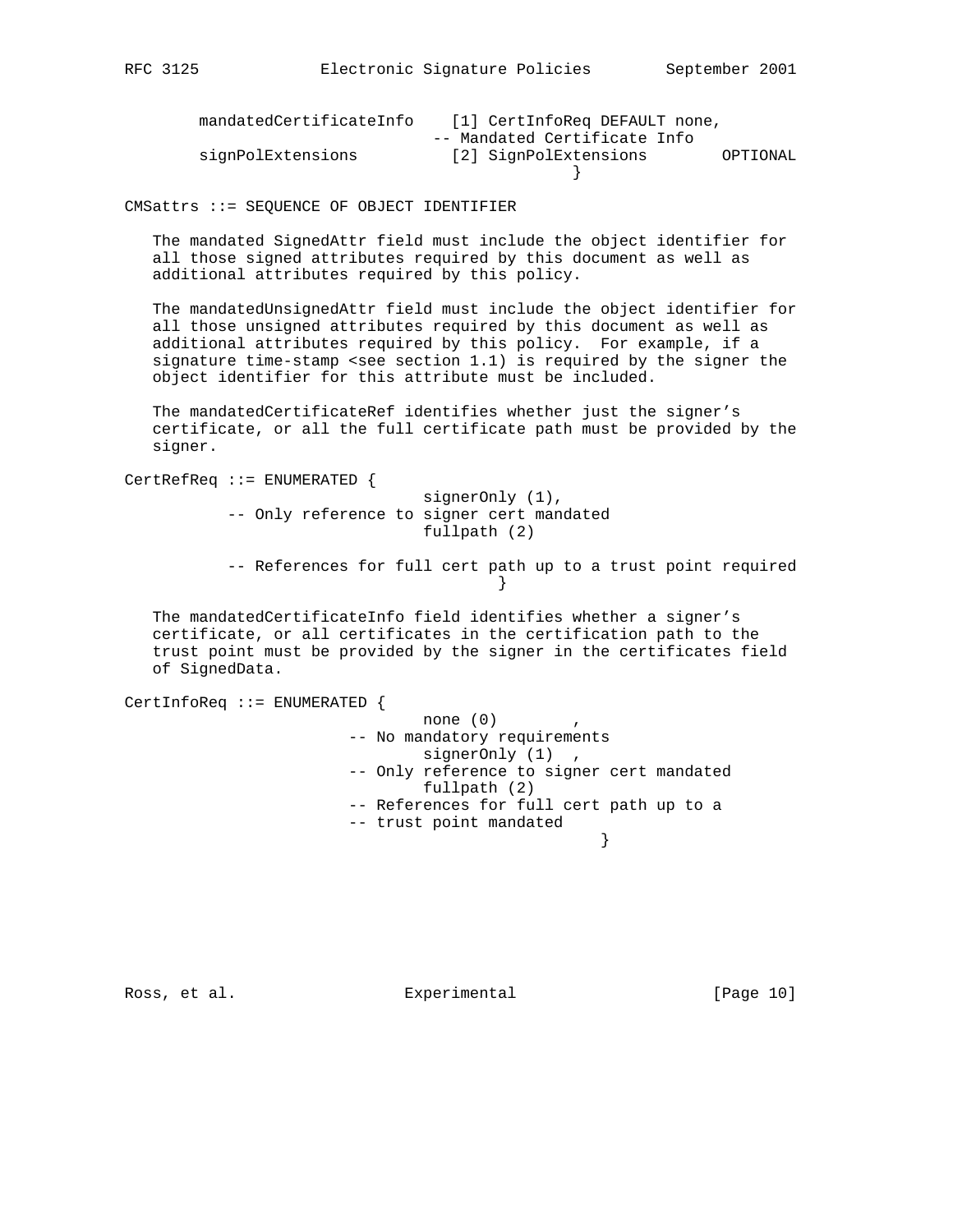```
        mandatedCertificateInfo    [1] CertInfoReq DEFAULT none,
                                 -- Mandated Certificate Info
        signPolExtensions          [2] SignPolExtensions        OPTIONAL
                                                  }

CMSattrs ::= SEQUENCE OF OBJECT IDENTIFIER
```

The mandated SignedAttr field must include the object identifier for all those signed attributes required by this document as well as additional attributes required by this policy.

The mandatedUnsignedAttr field must include the object identifier for all those unsigned attributes required by this document as well as additional attributes required by this policy. For example, if a signature time-stamp <see section 1.1) is required by the signer the object identifier for this attribute must be included.

The mandatedCertificateRef identifies whether just the signer's certificate, or all the full certificate path must be provided by the signer.

```
CertRefReq ::= ENUMERATED {
                                signerOnly (1),
           -- Only reference to signer cert mandated
                                fullpath (2)

           -- References for full cert path up to a trust point required
                                         }
```

The mandatedCertificateInfo field identifies whether a signer's certificate, or all certificates in the certification path to the trust point must be provided by the signer in the certificates field of SignedData.

```
CertInfoReq ::= ENUMERATED {
                                none (0)        ,
                        -- No mandatory requirements
                                signerOnly (1)  ,
                        -- Only reference to signer cert mandated
                                fullpath (2)
                        -- References for full cert path up to a
                        -- trust point mandated
                                                }
```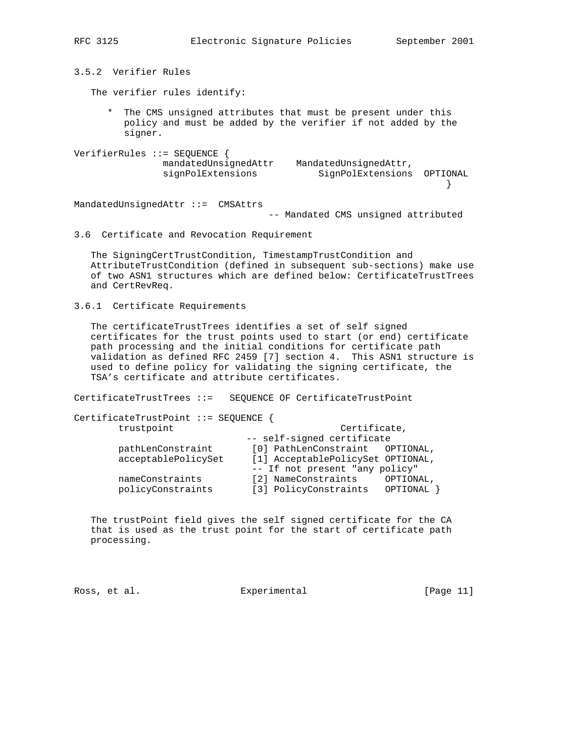### 3.5.2 Verifier Rules

The verifier rules identify:

* The CMS unsigned attributes that must be present under this policy and must be added by the verifier if not added by the signer.

```
VerifierRules ::= SEQUENCE {
                mandatedUnsignedAttr    MandatedUnsignedAttr,
                signPolExtensions           SignPolExtensions  OPTIONAL
                                                             }

MandatedUnsignedAttr ::=  CMSAttrs
                                   -- Mandated CMS unsigned attributed
```

### 3.6 Certificate and Revocation Requirement

The SigningCertTrustCondition, TimestampTrustCondition and AttributeTrustCondition (defined in subsequent sub-sections) make use of two ASN1 structures which are defined below: CertificateTrustTrees and CertRevReq.

### 3.6.1 Certificate Requirements

The certificateTrustTrees identifies a set of self signed certificates for the trust points used to start (or end) certificate path processing and the initial conditions for certificate path validation as defined RFC 2459 [7] section 4. This ASN1 structure is used to define policy for validating the signing certificate, the TSA's certificate and attribute certificates.

```
CertificateTrustTrees ::=   SEQUENCE OF CertificateTrustPoint

CertificateTrustPoint ::= SEQUENCE {
        trustpoint                              Certificate,
                                -- self-signed certificate
        pathLenConstraint       [0] PathLenConstraint   OPTIONAL,
        acceptablePolicySet     [1] AcceptablePolicySet OPTIONAL,
                                -- If not present "any policy"
        nameConstraints         [2] NameConstraints     OPTIONAL,
        policyConstraints       [3] PolicyConstraints   OPTIONAL }
```

The trustPoint field gives the self signed certificate for the CA that is used as the trust point for the start of certificate path processing.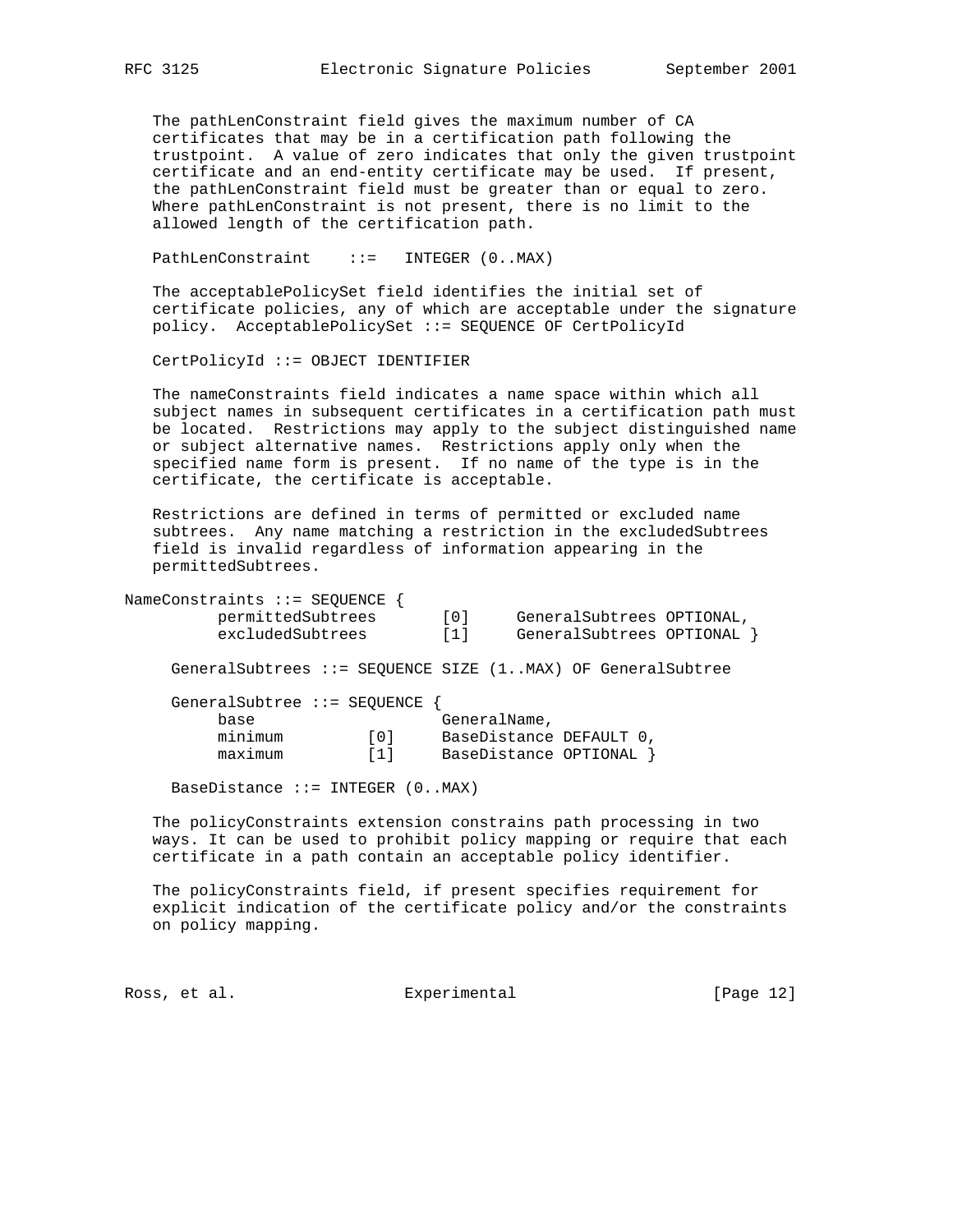The pathLenConstraint field gives the maximum number of CA certificates that may be in a certification path following the trustpoint. A value of zero indicates that only the given trustpoint certificate and an end-entity certificate may be used. If present, the pathLenConstraint field must be greater than or equal to zero. Where pathLenConstraint is not present, there is no limit to the allowed length of the certification path.

```
PathLenConstraint    ::=   INTEGER (0..MAX)
```

The acceptablePolicySet field identifies the initial set of certificate policies, any of which are acceptable under the signature policy. AcceptablePolicySet ::= SEQUENCE OF CertPolicyId

```
CertPolicyId ::= OBJECT IDENTIFIER
```

The nameConstraints field indicates a name space within which all subject names in subsequent certificates in a certification path must be located. Restrictions may apply to the subject distinguished name or subject alternative names. Restrictions apply only when the specified name form is present. If no name of the type is in the certificate, the certificate is acceptable.

Restrictions are defined in terms of permitted or excluded name subtrees. Any name matching a restriction in the excludedSubtrees field is invalid regardless of information appearing in the permittedSubtrees.

```
NameConstraints ::= SEQUENCE {
          permittedSubtrees       [0]     GeneralSubtrees OPTIONAL,
          excludedSubtrees        [1]     GeneralSubtrees OPTIONAL }

     GeneralSubtrees ::= SEQUENCE SIZE (1..MAX) OF GeneralSubtree

     GeneralSubtree ::= SEQUENCE {
          base                    GeneralName,
          minimum         [0]     BaseDistance DEFAULT 0,
          maximum         [1]     BaseDistance OPTIONAL }

     BaseDistance ::= INTEGER (0..MAX)
```

The policyConstraints extension constrains path processing in two ways. It can be used to prohibit policy mapping or require that each certificate in a path contain an acceptable policy identifier.

The policyConstraints field, if present specifies requirement for explicit indication of the certificate policy and/or the constraints on policy mapping.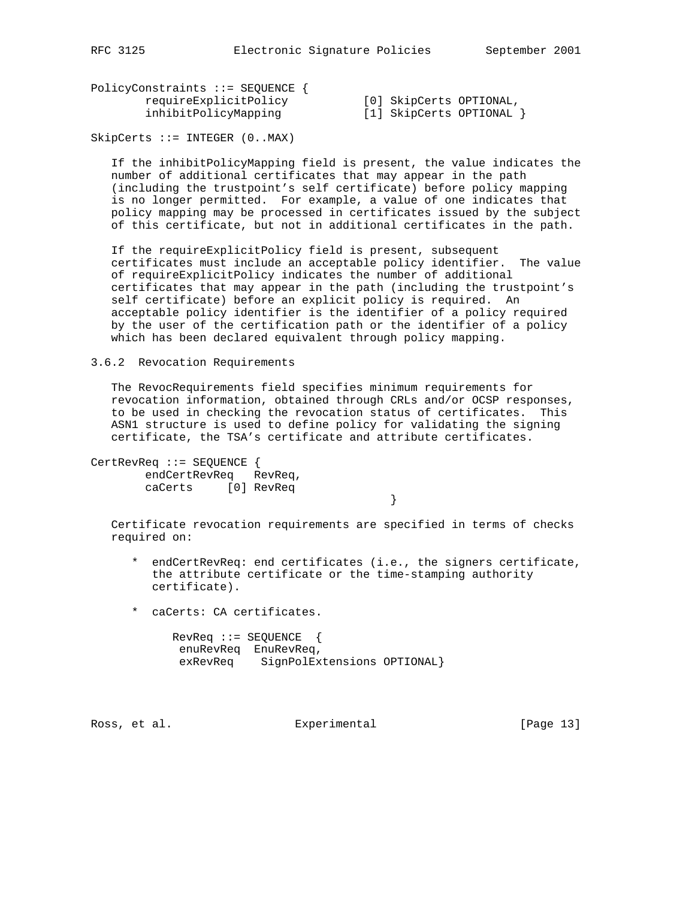```
PolicyConstraints ::= SEQUENCE {
        requireExplicitPolicy           [0] SkipCerts OPTIONAL,
        inhibitPolicyMapping            [1] SkipCerts OPTIONAL }

SkipCerts ::= INTEGER (0..MAX)
```

If the inhibitPolicyMapping field is present, the value indicates the number of additional certificates that may appear in the path (including the trustpoint's self certificate) before policy mapping is no longer permitted. For example, a value of one indicates that policy mapping may be processed in certificates issued by the subject of this certificate, but not in additional certificates in the path.

If the requireExplicitPolicy field is present, subsequent certificates must include an acceptable policy identifier. The value of requireExplicitPolicy indicates the number of additional certificates that may appear in the path (including the trustpoint's self certificate) before an explicit policy is required. An acceptable policy identifier is the identifier of a policy required by the user of the certification path or the identifier of a policy which has been declared equivalent through policy mapping.

### 3.6.2 Revocation Requirements

The RevocRequirements field specifies minimum requirements for revocation information, obtained through CRLs and/or OCSP responses, to be used in checking the revocation status of certificates. This ASN1 structure is used to define policy for validating the signing certificate, the TSA's certificate and attribute certificates.

```
CertRevReq ::= SEQUENCE {
        endCertRevReq   RevReq,
        caCerts     [0] RevReq
                                        }
```

Certificate revocation requirements are specified in terms of checks required on:

* endCertRevReq: end certificates (i.e., the signers certificate, the attribute certificate or the time-stamping authority certificate).

* caCerts: CA certificates.

```
RevReq ::= SEQUENCE  {
 enuRevReq  EnuRevReq,
 exRevReq    SignPolExtensions OPTIONAL}
```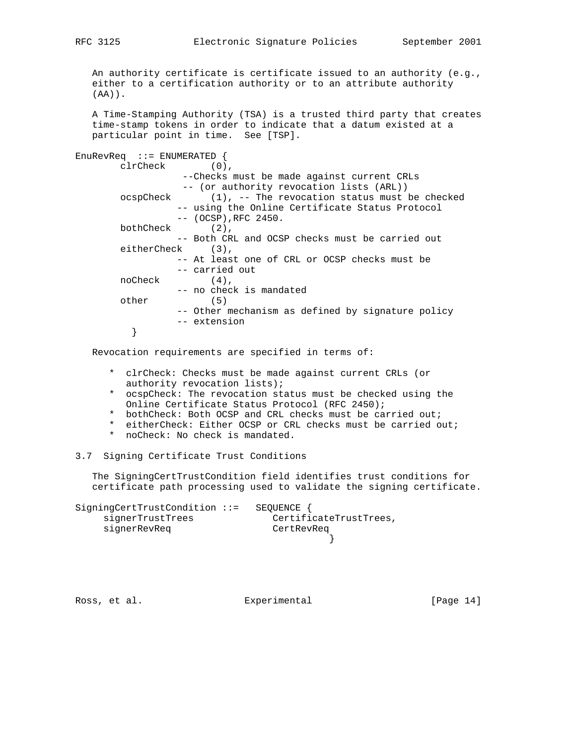An authority certificate is certificate issued to an authority (e.g., either to a certification authority or to an attribute authority (AA)).

A Time-Stamping Authority (TSA) is a trusted third party that creates time-stamp tokens in order to indicate that a datum existed at a particular point in time. See [TSP].

```
EnuRevReq  ::= ENUMERATED {
       clrCheck        (0),
                 --Checks must be made against current CRLs
                 -- (or authority revocation lists (ARL))
       ocspCheck       (1), -- The revocation status must be checked
                -- using the Online Certificate Status Protocol
                -- (OCSP),RFC 2450.
       bothCheck       (2),
                -- Both CRL and OCSP checks must be carried out
       eitherCheck     (3),
                -- At least one of CRL or OCSP checks must be
                -- carried out
       noCheck         (4),
                -- no check is mandated
       other           (5)
                -- Other mechanism as defined by signature policy
                -- extension
         }
```

Revocation requirements are specified in terms of:

* clrCheck: Checks must be made against current CRLs (or authority revocation lists);
* ocspCheck: The revocation status must be checked using the Online Certificate Status Protocol (RFC 2450);
* bothCheck: Both OCSP and CRL checks must be carried out;
* eitherCheck: Either OCSP or CRL checks must be carried out;
* noCheck: No check is mandated.

## 3.7 Signing Certificate Trust Conditions

The SigningCertTrustCondition field identifies trust conditions for certificate path processing used to validate the signing certificate.

```
SigningCertTrustCondition ::=   SEQUENCE {
     signerTrustTrees             CertificateTrustTrees,
     signerRevReq                 CertRevReq
                                            }
```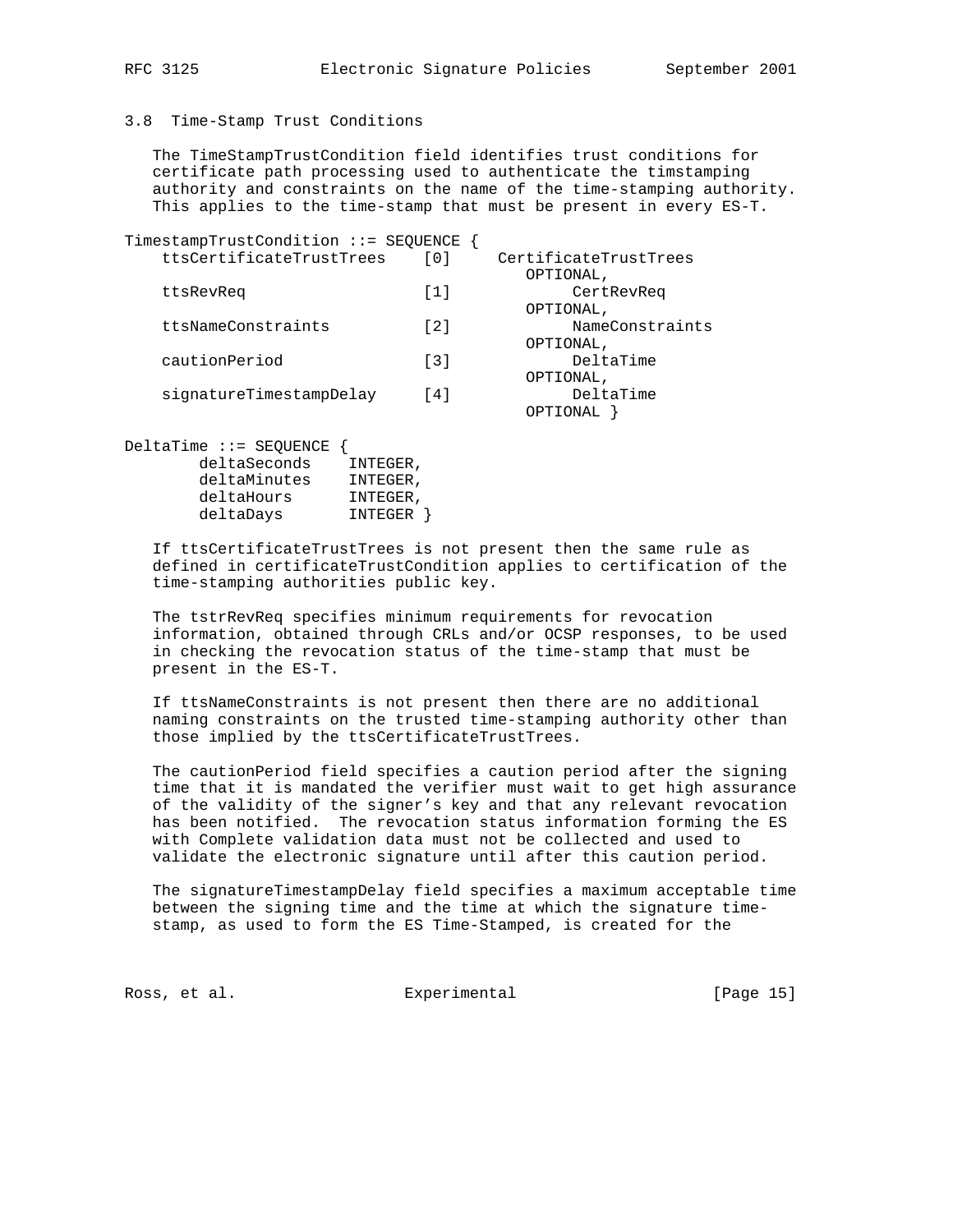### 3.8 Time-Stamp Trust Conditions

The TimeStampTrustCondition field identifies trust conditions for certificate path processing used to authenticate the timstamping authority and constraints on the name of the time-stamping authority. This applies to the time-stamp that must be present in every ES-T.

```
TimestampTrustCondition ::= SEQUENCE {
    ttsCertificateTrustTrees    [0]     CertificateTrustTrees
                                            OPTIONAL,
    ttsRevReq                   [1]            CertRevReq
                                            OPTIONAL,
    ttsNameConstraints          [2]            NameConstraints
                                            OPTIONAL,
    cautionPeriod               [3]            DeltaTime
                                            OPTIONAL,
    signatureTimestampDelay     [4]            DeltaTime
                                            OPTIONAL }

DeltaTime ::= SEQUENCE {
        deltaSeconds    INTEGER,
        deltaMinutes    INTEGER,
        deltaHours      INTEGER,
        deltaDays       INTEGER }
```

If ttsCertificateTrustTrees is not present then the same rule as defined in certificateTrustCondition applies to certification of the time-stamping authorities public key.

The tstrRevReq specifies minimum requirements for revocation information, obtained through CRLs and/or OCSP responses, to be used in checking the revocation status of the time-stamp that must be present in the ES-T.

If ttsNameConstraints is not present then there are no additional naming constraints on the trusted time-stamping authority other than those implied by the ttsCertificateTrustTrees.

The cautionPeriod field specifies a caution period after the signing time that it is mandated the verifier must wait to get high assurance of the validity of the signer's key and that any relevant revocation has been notified. The revocation status information forming the ES with Complete validation data must not be collected and used to validate the electronic signature until after this caution period.

The signatureTimestampDelay field specifies a maximum acceptable time between the signing time and the time at which the signature time-stamp, as used to form the ES Time-Stamped, is created for the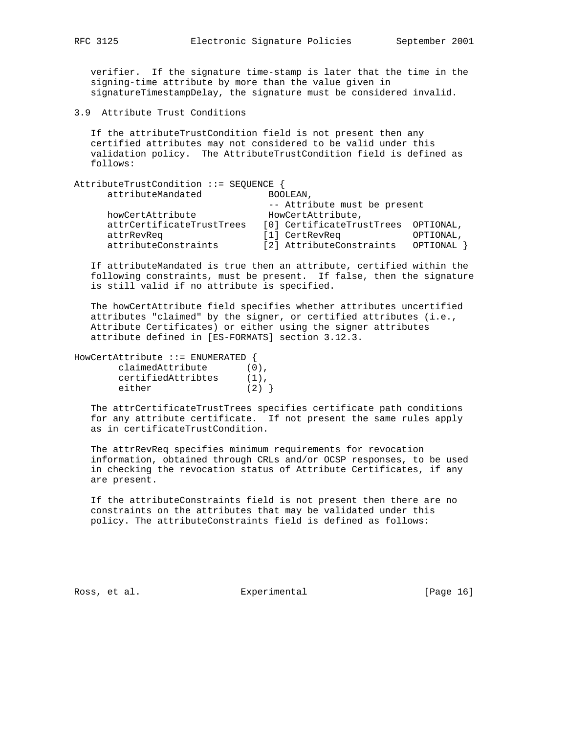verifier. If the signature time-stamp is later that the time in the signing-time attribute by more than the value given in signatureTimestampDelay, the signature must be considered invalid.

### 3.9 Attribute Trust Conditions

If the attributeTrustCondition field is not present then any certified attributes may not considered to be valid under this validation policy. The AttributeTrustCondition field is defined as follows:

```
AttributeTrustCondition ::= SEQUENCE {
      attributeMandated           BOOLEAN,
                                  -- Attribute must be present
      howCertAttribute            HowCertAttribute,
      attrCertificateTrustTrees  [0] CertificateTrustTrees  OPTIONAL,
      attrRevReq                 [1] CertRevReq             OPTIONAL,
      attributeConstraints       [2] AttributeConstraints   OPTIONAL }
```

If attributeMandated is true then an attribute, certified within the following constraints, must be present. If false, then the signature is still valid if no attribute is specified.

The howCertAttribute field specifies whether attributes uncertified attributes "claimed" by the signer, or certified attributes (i.e., Attribute Certificates) or either using the signer attributes attribute defined in [ES-FORMATS] section 3.12.3.

```
HowCertAttribute ::= ENUMERATED {
        claimedAttribute       (0),
        certifiedAttribtes     (1),
        either                 (2) }
```

The attrCertificateTrustTrees specifies certificate path conditions for any attribute certificate. If not present the same rules apply as in certificateTrustCondition.

The attrRevReq specifies minimum requirements for revocation information, obtained through CRLs and/or OCSP responses, to be used in checking the revocation status of Attribute Certificates, if any are present.

If the attributeConstraints field is not present then there are no constraints on the attributes that may be validated under this policy. The attributeConstraints field is defined as follows: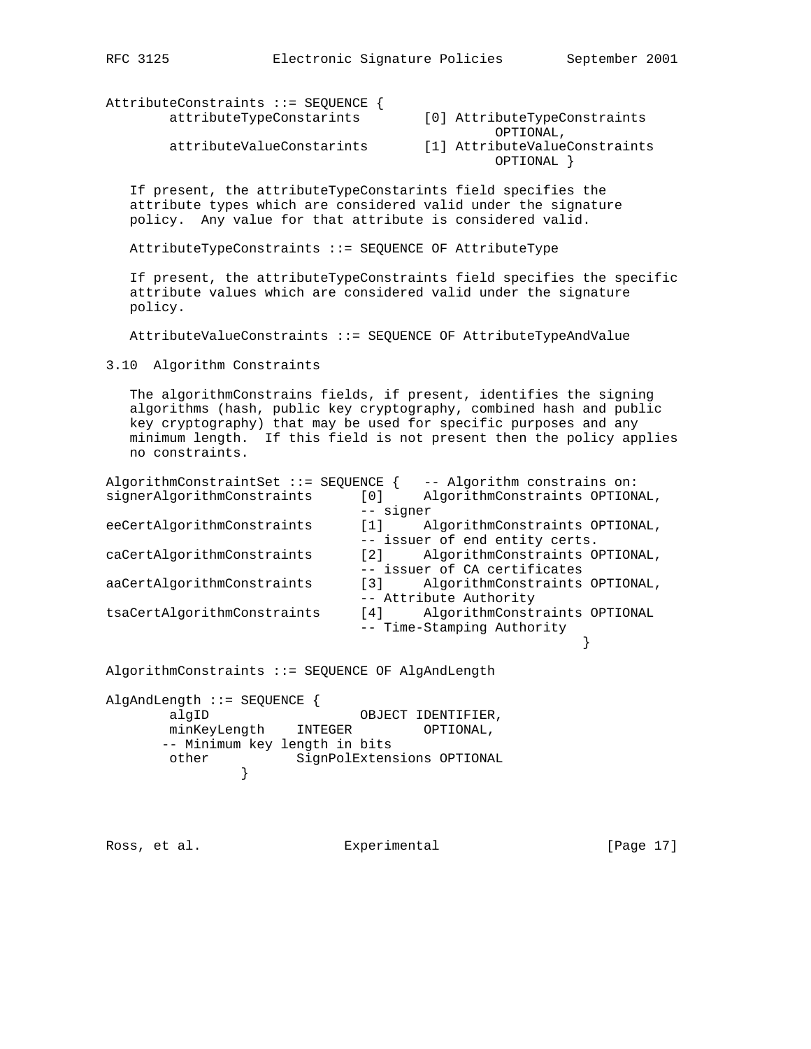```
AttributeConstraints ::= SEQUENCE {
        attributeTypeConstarints        [0] AttributeTypeConstraints
                                                 OPTIONAL,
        attributeValueConstarints       [1] AttributeValueConstraints
                                                 OPTIONAL }
```

If present, the attributeTypeConstarints field specifies the attribute types which are considered valid under the signature policy. Any value for that attribute is considered valid.

```
AttributeTypeConstraints ::= SEQUENCE OF AttributeType
```

If present, the attributeTypeConstraints field specifies the specific attribute values which are considered valid under the signature policy.

```
AttributeValueConstraints ::= SEQUENCE OF AttributeTypeAndValue
```

## 3.10 Algorithm Constraints

The algorithmConstrains fields, if present, identifies the signing algorithms (hash, public key cryptography, combined hash and public key cryptography) that may be used for specific purposes and any minimum length. If this field is not present then the policy applies no constraints.

```
AlgorithmConstraintSet ::= SEQUENCE {   -- Algorithm constrains on:
signerAlgorithmConstraints      [0]     AlgorithmConstraints OPTIONAL,
                                -- signer
eeCertAlgorithmConstraints      [1]     AlgorithmConstraints OPTIONAL,
                                -- issuer of end entity certs.
caCertAlgorithmConstraints      [2]     AlgorithmConstraints OPTIONAL,
                                -- issuer of CA certificates
aaCertAlgorithmConstraints      [3]     AlgorithmConstraints OPTIONAL,
                                -- Attribute Authority
tsaCertAlgorithmConstraints     [4]     AlgorithmConstraints OPTIONAL
                                -- Time-Stamping Authority
                                                  }

AlgorithmConstraints ::= SEQUENCE OF AlgAndLength

AlgAndLength ::= SEQUENCE {
        algID                   OBJECT IDENTIFIER,
        minKeyLength    INTEGER         OPTIONAL,
       -- Minimum key length in bits
        other           SignPolExtensions OPTIONAL
                }
```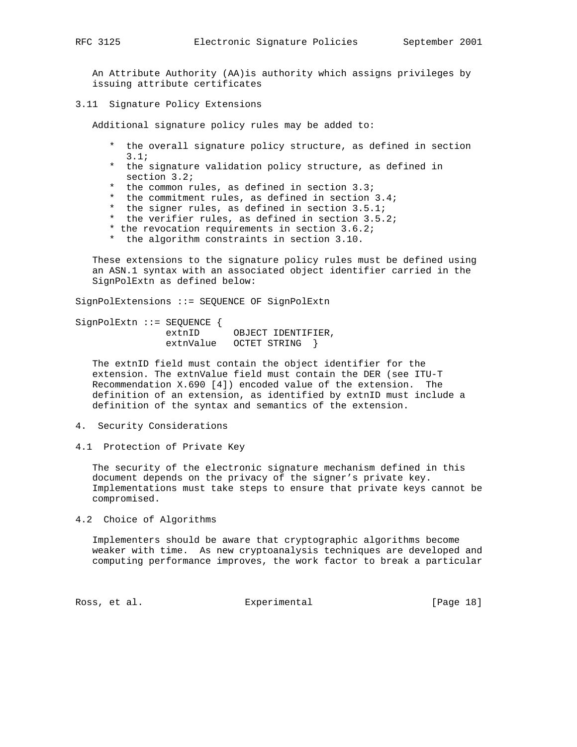An Attribute Authority (AA)is authority which assigns privileges by issuing attribute certificates

### 3.11 Signature Policy Extensions

Additional signature policy rules may be added to:

* the overall signature policy structure, as defined in section 3.1;
* the signature validation policy structure, as defined in section 3.2;
* the common rules, as defined in section 3.3;
* the commitment rules, as defined in section 3.4;
* the signer rules, as defined in section 3.5.1;
* the verifier rules, as defined in section 3.5.2;
* the revocation requirements in section 3.6.2;
* the algorithm constraints in section 3.10.

These extensions to the signature policy rules must be defined using an ASN.1 syntax with an associated object identifier carried in the SignPolExtn as defined below:

```
SignPolExtensions ::= SEQUENCE OF SignPolExtn

SignPolExtn ::= SEQUENCE {
                extntID      OBJECT IDENTIFIER,
                extnValue    OCTET STRING  }
```

The extnID field must contain the object identifier for the extension. The extnValue field must contain the DER (see ITU-T Recommendation X.690 [4]) encoded value of the extension. The definition of an extension, as identified by extnID must include a definition of the syntax and semantics of the extension.

## 4. Security Considerations

### 4.1 Protection of Private Key

The security of the electronic signature mechanism defined in this document depends on the privacy of the signer's private key. Implementations must take steps to ensure that private keys cannot be compromised.

### 4.2 Choice of Algorithms

Implementers should be aware that cryptographic algorithms become weaker with time. As new cryptoanalysis techniques are developed and computing performance improves, the work factor to break a particular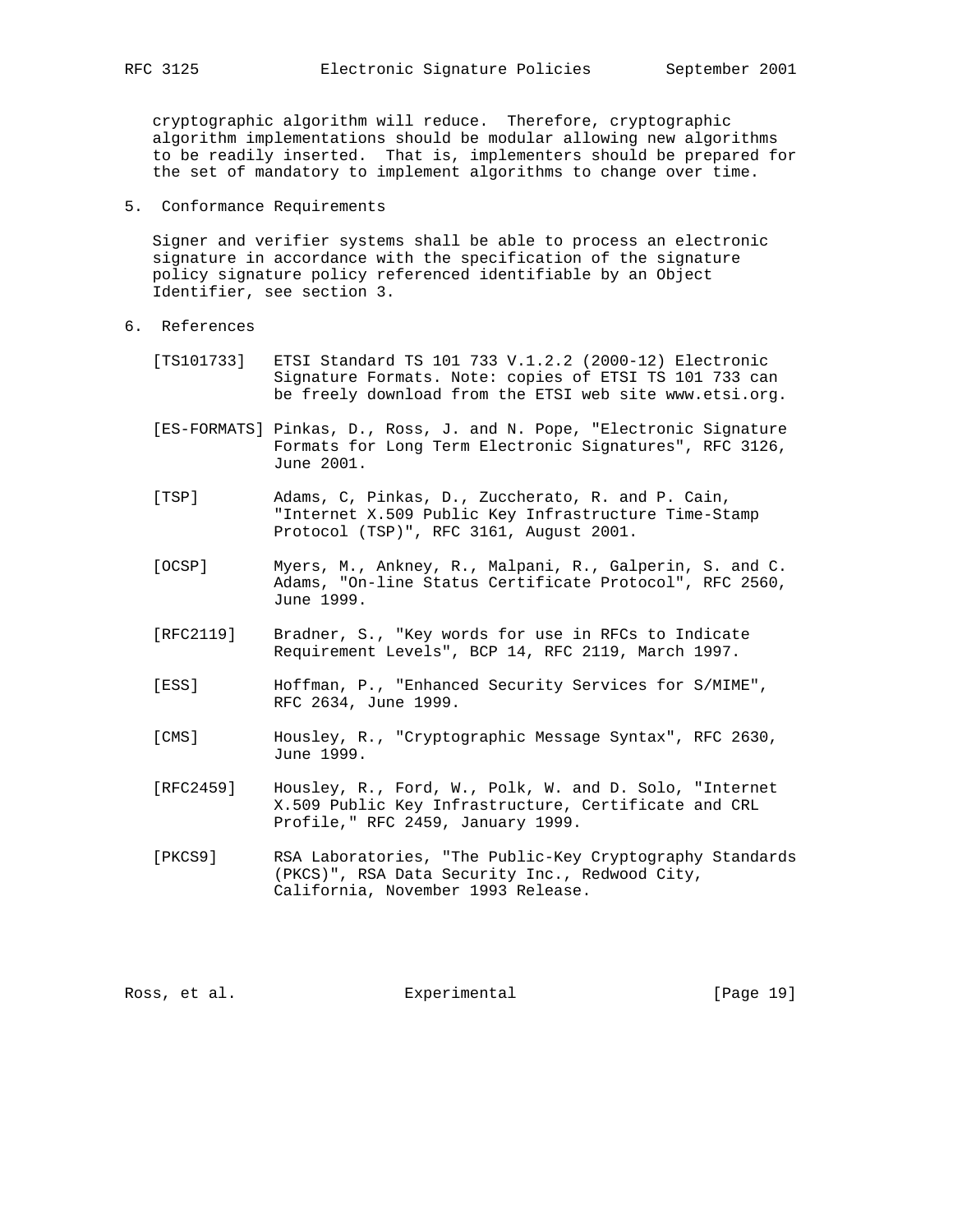cryptographic algorithm will reduce. Therefore, cryptographic algorithm implementations should be modular allowing new algorithms to be readily inserted. That is, implementers should be prepared for the set of mandatory to implement algorithms to change over time.

## 5. Conformance Requirements

Signer and verifier systems shall be able to process an electronic signature in accordance with the specification of the signature policy signature policy referenced identifiable by an Object Identifier, see section 3.

## 6. References

[TS101733] ETSI Standard TS 101 733 V.1.2.2 (2000-12) Electronic Signature Formats. Note: copies of ETSI TS 101 733 can be freely download from the ETSI web site www.etsi.org.

[ES-FORMATS] Pinkas, D., Ross, J. and N. Pope, "Electronic Signature Formats for Long Term Electronic Signatures", RFC 3126, June 2001.

[TSP] Adams, C, Pinkas, D., Zuccherato, R. and P. Cain, "Internet X.509 Public Key Infrastructure Time-Stamp Protocol (TSP)", RFC 3161, August 2001.

[OCSP] Myers, M., Ankney, R., Malpani, R., Galperin, S. and C. Adams, "On-line Status Certificate Protocol", RFC 2560, June 1999.

[RFC2119] Bradner, S., "Key words for use in RFCs to Indicate Requirement Levels", BCP 14, RFC 2119, March 1997.

[ESS] Hoffman, P., "Enhanced Security Services for S/MIME", RFC 2634, June 1999.

[CMS] Housley, R., "Cryptographic Message Syntax", RFC 2630, June 1999.

[RFC2459] Housley, R., Ford, W., Polk, W. and D. Solo, "Internet X.509 Public Key Infrastructure, Certificate and CRL Profile," RFC 2459, January 1999.

[PKCS9] RSA Laboratories, "The Public-Key Cryptography Standards (PKCS)", RSA Data Security Inc., Redwood City, California, November 1993 Release.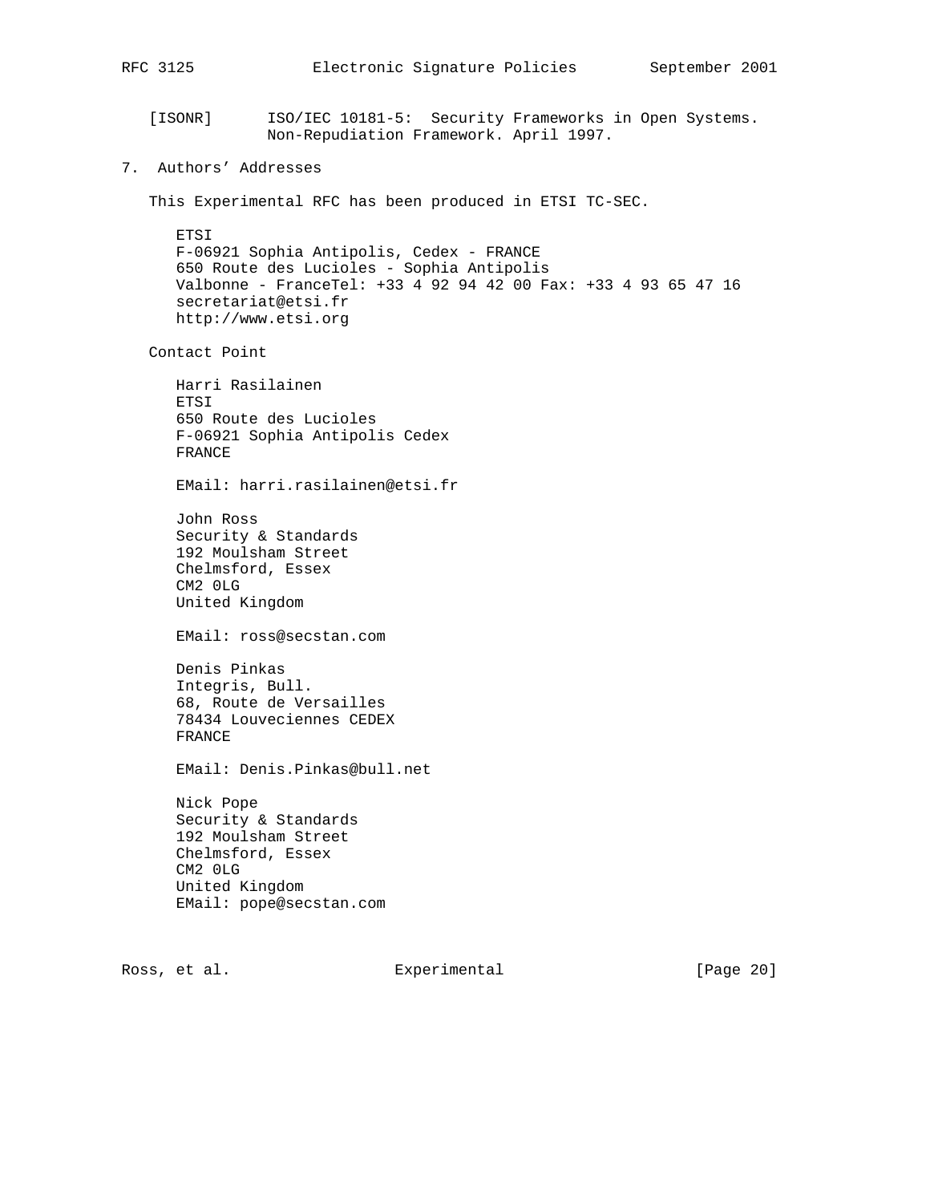[ISONR] ISO/IEC 10181-5: Security Frameworks in Open Systems. Non-Repudiation Framework. April 1997.

## 7. Authors' Addresses

This Experimental RFC has been produced in ETSI TC-SEC.

ETSI
F-06921 Sophia Antipolis, Cedex - FRANCE
650 Route des Lucioles - Sophia Antipolis
Valbonne - FranceTel: +33 4 92 94 42 00 Fax: +33 4 93 65 47 16
secretariat@etsi.fr
http://www.etsi.org

Contact Point

Harri Rasilainen
ETSI
650 Route des Lucioles
F-06921 Sophia Antipolis Cedex
FRANCE

EMail: harri.rasilainen@etsi.fr

John Ross
Security & Standards
192 Moulsham Street
Chelmsford, Essex
CM2 0LG
United Kingdom

EMail: ross@secstan.com

Denis Pinkas
Integris, Bull.
68, Route de Versailles
78434 Louveciennes CEDEX
FRANCE

EMail: Denis.Pinkas@bull.net

Nick Pope
Security & Standards
192 Moulsham Street
Chelmsford, Essex
CM2 0LG
United Kingdom
EMail: pope@secstan.com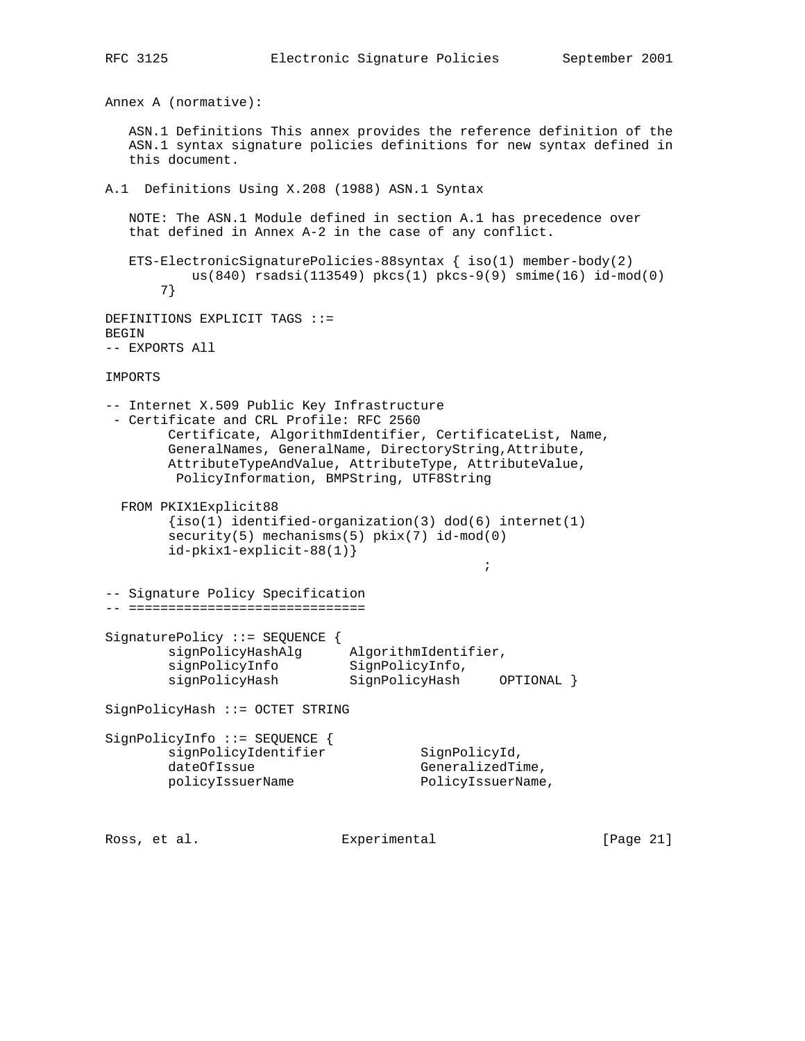Annex A (normative):

ASN.1 Definitions This annex provides the reference definition of the ASN.1 syntax signature policies definitions for new syntax defined in this document.

## A.1 Definitions Using X.208 (1988) ASN.1 Syntax

NOTE: The ASN.1 Module defined in section A.1 has precedence over that defined in Annex A-2 in the case of any conflict.

```
   ETS-ElectronicSignaturePolicies-88syntax { iso(1) member-body(2)
           us(840) rsadsi(113549) pkcs(1) pkcs-9(9) smime(16) id-mod(0)
       7}

DEFINITIONS EXPLICIT TAGS ::=
BEGIN
-- EXPORTS All

IMPORTS

-- Internet X.509 Public Key Infrastructure
 - Certificate and CRL Profile: RFC 2560
        Certificate, AlgorithmIdentifier, CertificateList, Name,
        GeneralNames, GeneralName, DirectoryString,Attribute,
        AttributeTypeAndValue, AttributeType, AttributeValue,
         PolicyInformation, BMPString, UTF8String

  FROM PKIX1Explicit88
        {iso(1) identified-organization(3) dod(6) internet(1)
        security(5) mechanisms(5) pkix(7) id-mod(0)
        id-pkix1-explicit-88(1)}
                                                ;

-- Signature Policy Specification
-- ==============================

SignaturePolicy ::= SEQUENCE {
        signPolicyHashAlg      AlgorithmIdentifier,
        signPolicyInfo         SignPolicyInfo,
        signPolicyHash         SignPolicyHash     OPTIONAL }

SignPolicyHash ::= OCTET STRING

SignPolicyInfo ::= SEQUENCE {
        signPolicyIdentifier            SignPolicyId,
        dateOfIssue                     GeneralizedTime,
        policyIssuerName                PolicyIssuerName,
```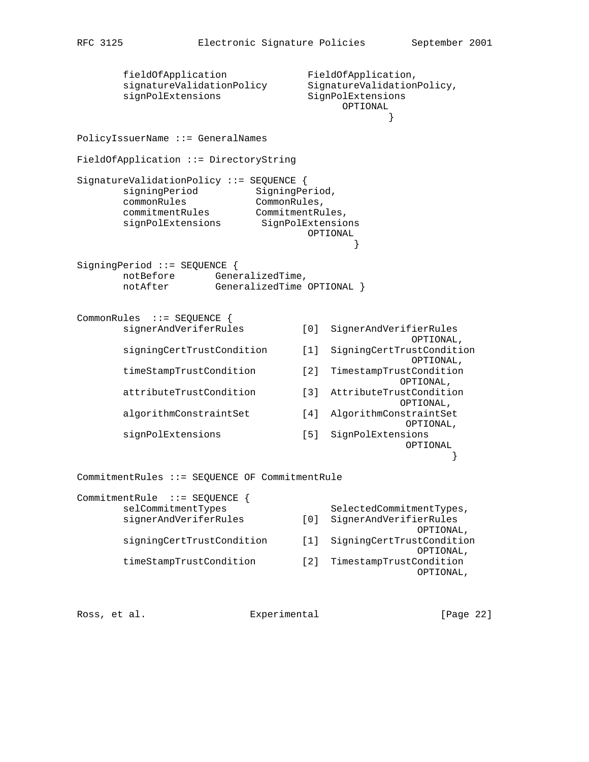```
        fieldOfApplication             FieldOfApplication,
        signatureValidationPolicy      SignatureValidationPolicy,
        signPolExtensions              SignPolExtensions
                                             OPTIONAL
                                                     }

PolicyIssuerName ::= GeneralNames

FieldOfApplication ::= DirectoryString

SignatureValidationPolicy ::= SEQUENCE {
        signingPeriod          SigningPeriod,
        commonRules            CommonRules,
        commitmentRules        CommitmentRules,
        signPolExtensions       SignPolExtensions
                                       OPTIONAL
                                               }

SigningPeriod ::= SEQUENCE {
        notBefore       GeneralizedTime,
        notAfter        GeneralizedTime OPTIONAL }


CommonRules  ::= SEQUENCE {
        signerAndVeriferRules          [0]  SignerAndVerifierRules
                                                    OPTIONAL,
        signingCertTrustCondition      [1]  SigningCertTrustCondition
                                                    OPTIONAL,
        timeStampTrustCondition        [2]  TimestampTrustCondition
                                                  OPTIONAL,
        attributeTrustCondition        [3]  AttributeTrustCondition
                                                  OPTIONAL,
        algorithmConstraintSet         [4]  AlgorithmConstraintSet
                                                   OPTIONAL,
        signPolExtensions              [5]  SignPolExtensions
                                                   OPTIONAL
                                                           }

CommitmentRules ::= SEQUENCE OF CommitmentRule

CommitmentRule  ::= SEQUENCE {
        selCommitmentTypes                  SelectedCommitmentTypes,
        signerAndVeriferRules          [0]  SignerAndVerifierRules
                                                     OPTIONAL,
        signingCertTrustCondition      [1]  SigningCertTrustCondition
                                                     OPTIONAL,
        timeStampTrustCondition        [2]  TimestampTrustCondition
                                                     OPTIONAL,
```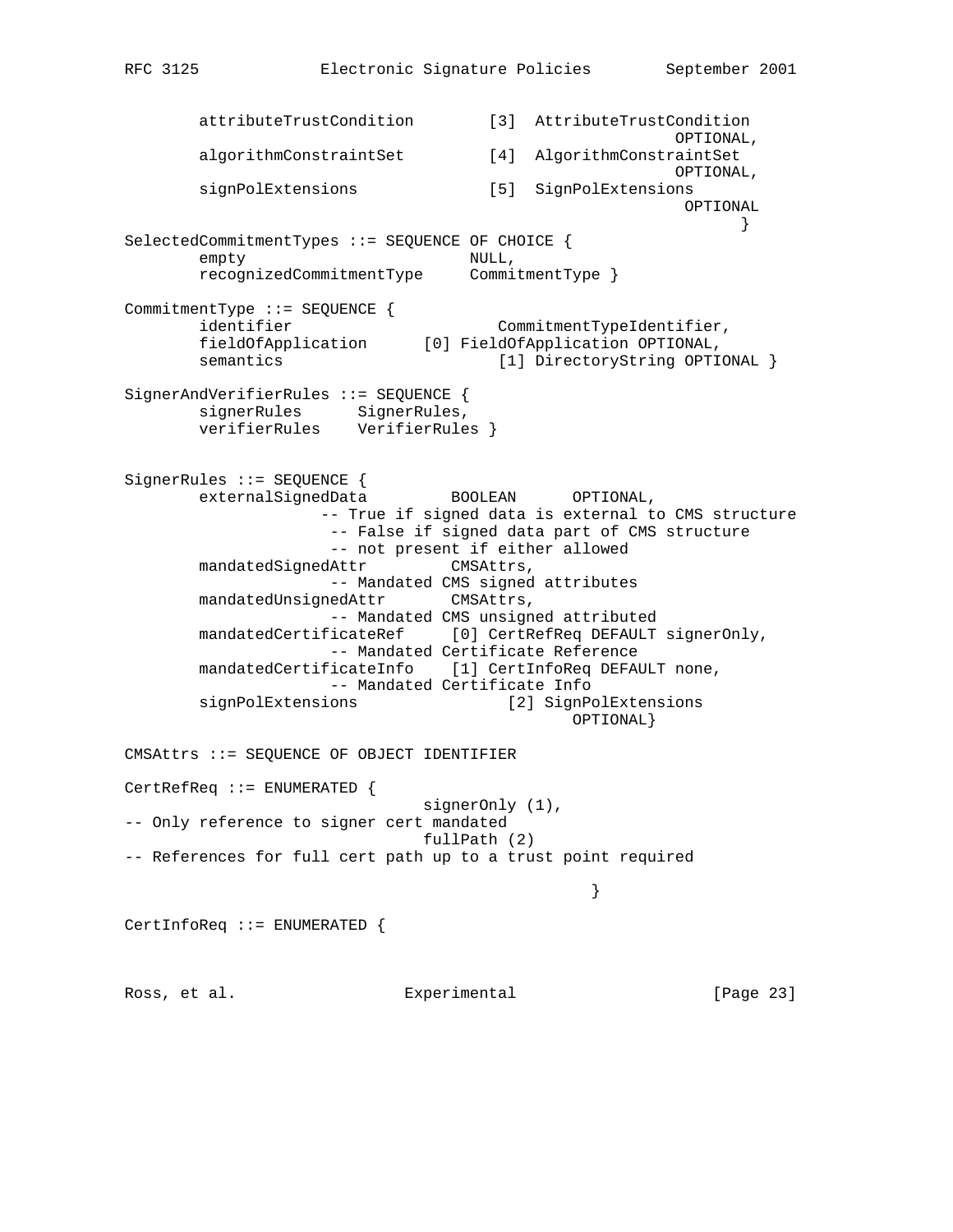```
        attributeTrustCondition        [3]  AttributeTrustCondition
                                                         OPTIONAL,
        algorithmConstraintSet         [4]  AlgorithmConstraintSet
                                                         OPTIONAL,
        signPolExtensions              [5]  SignPolExtensions
                                                          OPTIONAL
                                                                }
SelectedCommitmentTypes ::= SEQUENCE OF CHOICE {
        empty                        NULL,
        recognizedCommitmentType     CommitmentType }

CommitmentType ::= SEQUENCE {
        identifier                      CommitmentTypeIdentifier,
        fieldOfApplication      [0] FieldOfApplication OPTIONAL,
        semantics                      [1] DirectoryString OPTIONAL }

SignerAndVerifierRules ::= SEQUENCE {
        signerRules      SignerRules,
        verifierRules    VerifierRules }


SignerRules ::= SEQUENCE {
        externalSignedData         BOOLEAN      OPTIONAL,
                     -- True if signed data is external to CMS structure
                      -- False if signed data part of CMS structure
                      -- not present if either allowed
        mandatedSignedAttr         CMSAttrs,
                      -- Mandated CMS signed attributes
        mandatedUnsignedAttr       CMSAttrs,
                      -- Mandated CMS unsigned attributed
        mandatedCertificateRef     [0] CertRefReq DEFAULT signerOnly,
                      -- Mandated Certificate Reference
        mandatedCertificateInfo    [1] CertInfoReq DEFAULT none,
                      -- Mandated Certificate Info
        signPolExtensions               [2] SignPolExtensions
                                                OPTIONAL}

CMSAttrs ::= SEQUENCE OF OBJECT IDENTIFIER

CertRefReq ::= ENUMERATED {
                                signerOnly (1),
-- Only reference to signer cert mandated
                                fullPath (2)
-- References for full cert path up to a trust point required

                                                          }

CertInfoReq ::= ENUMERATED {
```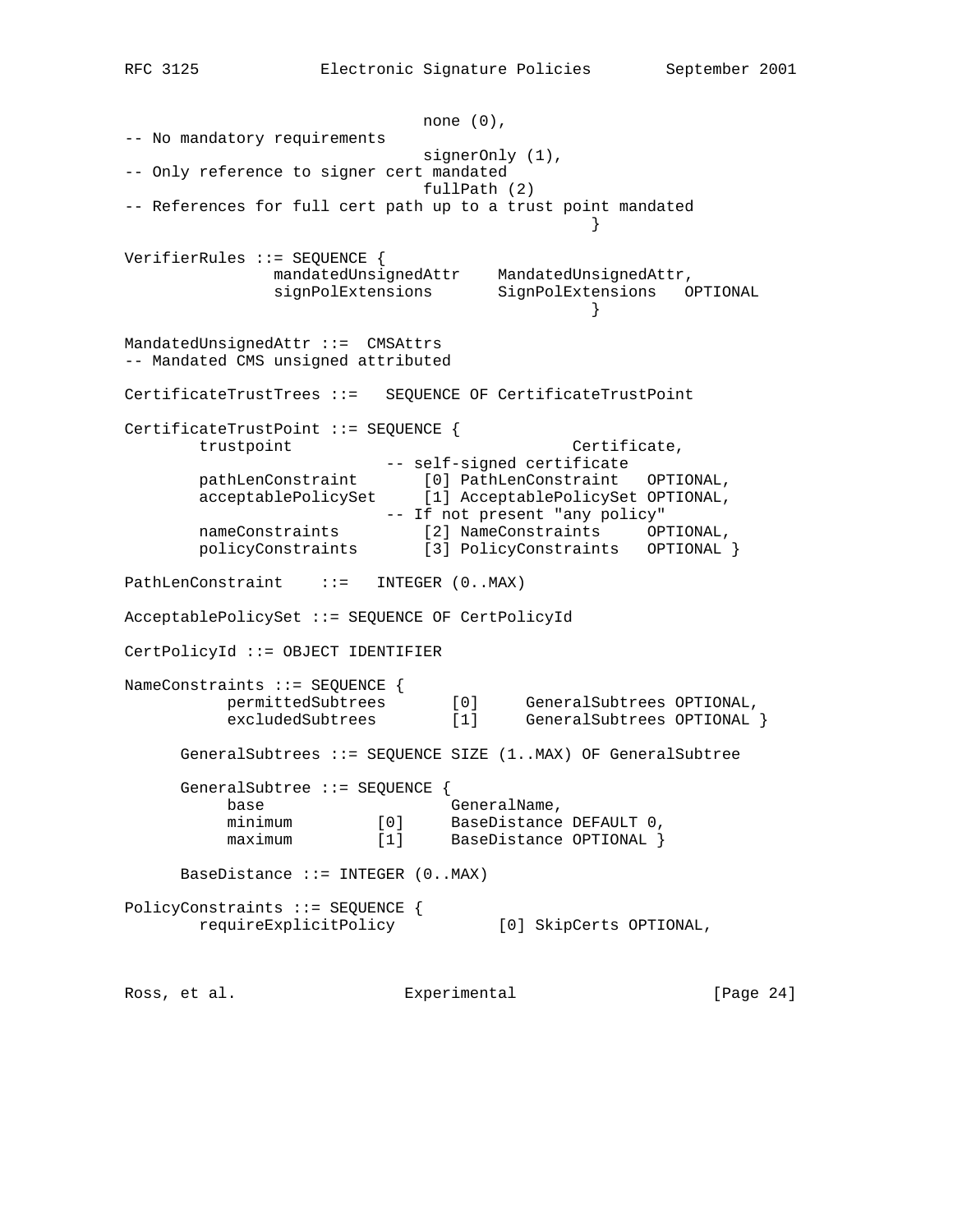```
                                none (0),
-- No mandatory requirements
                                signerOnly (1),
-- Only reference to signer cert mandated
                                fullPath (2)
-- References for full cert path up to a trust point mandated
                                                  }

VerifierRules ::= SEQUENCE {
                mandatedUnsignedAttr    MandatedUnsignedAttr,
                signPolExtensions       SignPolExtensions   OPTIONAL
                                                  }

MandatedUnsignedAttr ::=  CMSAttrs
-- Mandated CMS unsigned attributed

CertificateTrustTrees ::=   SEQUENCE OF CertificateTrustPoint

CertificateTrustPoint ::= SEQUENCE {
        trustpoint                              Certificate,
                            -- self-signed certificate
        pathLenConstraint       [0] PathLenConstraint   OPTIONAL,
        acceptablePolicySet     [1] AcceptablePolicySet OPTIONAL,
                            -- If not present "any policy"
        nameConstraints         [2] NameConstraints     OPTIONAL,
        policyConstraints       [3] PolicyConstraints   OPTIONAL }

PathLenConstraint    ::=   INTEGER (0..MAX)

AcceptablePolicySet ::= SEQUENCE OF CertPolicyId

CertPolicyId ::= OBJECT IDENTIFIER

NameConstraints ::= SEQUENCE {
           permittedSubtrees       [0]     GeneralSubtrees OPTIONAL,
           excludedSubtrees        [1]     GeneralSubtrees OPTIONAL }

      GeneralSubtrees ::= SEQUENCE SIZE (1..MAX) OF GeneralSubtree

      GeneralSubtree ::= SEQUENCE {
           base                    GeneralName,
           minimum         [0]     BaseDistance DEFAULT 0,
           maximum         [1]     BaseDistance OPTIONAL }

      BaseDistance ::= INTEGER (0..MAX)

PolicyConstraints ::= SEQUENCE {
        requireExplicitPolicy           [0] SkipCerts OPTIONAL,
```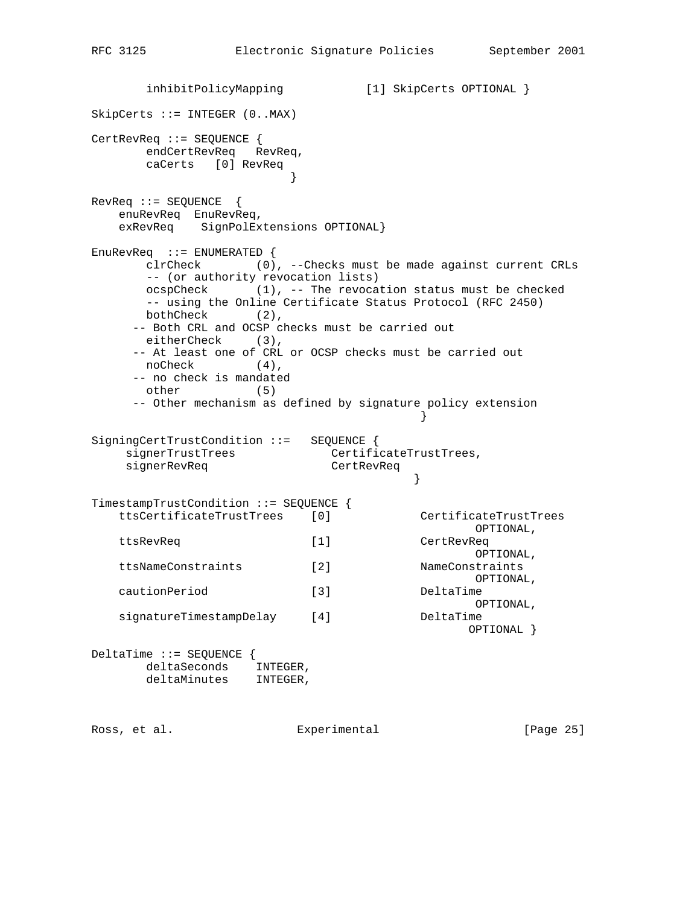```
        inhibitPolicyMapping           [1] SkipCerts OPTIONAL }

SkipCerts ::= INTEGER (0..MAX)

CertRevReq ::= SEQUENCE {
        endCertRevReq   RevReq,
        caCerts   [0] RevReq
                             }

RevReq ::= SEQUENCE  {
    enuRevReq  EnuRevReq,
    exRevReq    SignPolExtensions OPTIONAL}

EnuRevReq  ::= ENUMERATED {
        clrCheck        (0), --Checks must be made against current CRLs
        -- (or authority revocation lists)
        ocspCheck       (1), -- The revocation status must be checked
        -- using the Online Certificate Status Protocol (RFC 2450)
        bothCheck       (2),
      -- Both CRL and OCSP checks must be carried out
        eitherCheck     (3),
      -- At least one of CRL or OCSP checks must be carried out
        noCheck         (4),
      -- no check is mandated
        other           (5)
      -- Other mechanism as defined by signature policy extension
                                                 }

SigningCertTrustCondition ::=   SEQUENCE {
     signerTrustTrees             CertificateTrustTrees,
     signerRevReq                 CertRevReq
                                                }

TimestampTrustCondition ::= SEQUENCE {
    ttsCertificateTrustTrees    [0]             CertificateTrustTrees
                                                        OPTIONAL,
    ttsRevReq                   [1]             CertRevReq
                                                        OPTIONAL,
    ttsNameConstraints          [2]             NameConstraints
                                                        OPTIONAL,
    cautionPeriod               [3]             DeltaTime
                                                        OPTIONAL,
    signatureTimestampDelay     [4]             DeltaTime
                                                       OPTIONAL }

DeltaTime ::= SEQUENCE {
        deltaSeconds    INTEGER,
        deltaMinutes    INTEGER,
```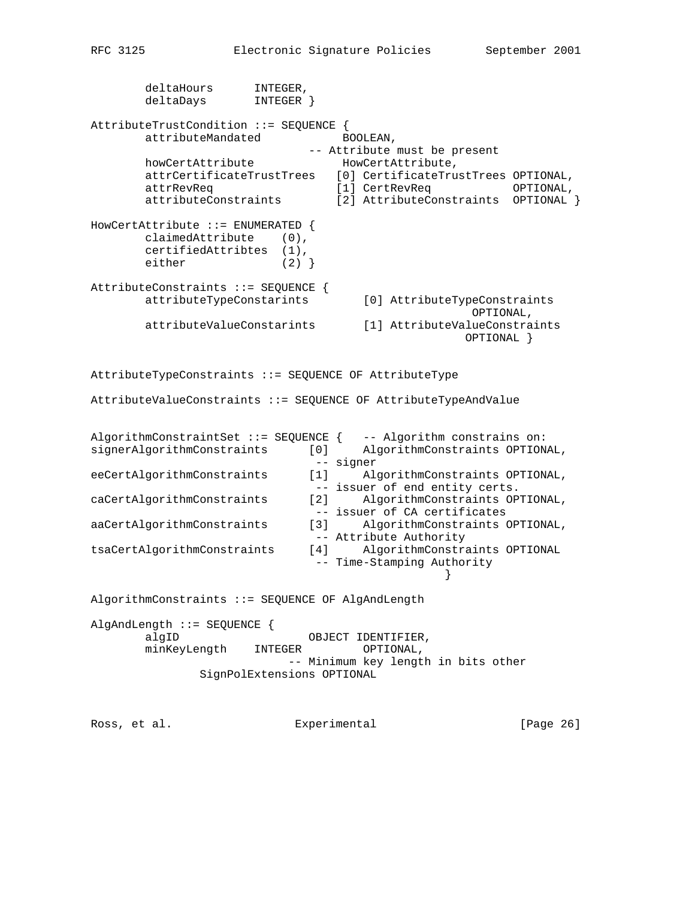```
        deltaHours      INTEGER,
        deltaDays       INTEGER }

AttributeTrustCondition ::= SEQUENCE {
        attributeMandated            BOOLEAN,
                               -- Attribute must be present
        howCertAttribute             HowCertAttribute,
        attrCertificateTrustTrees   [0] CertificateTrustTrees OPTIONAL,
        attrRevReq                  [1] CertRevReq            OPTIONAL,
        attributeConstraints        [2] AttributeConstraints  OPTIONAL }

HowCertAttribute ::= ENUMERATED {
        claimedAttribute    (0),
        certifiedAttribtes  (1),
        either              (2) }

AttributeConstraints ::= SEQUENCE {
        attributeTypeConstarints        [0] AttributeTypeConstraints
                                                    OPTIONAL,
        attributeValueConstarints       [1] AttributeValueConstraints
                                                   OPTIONAL }


AttributeTypeConstraints ::= SEQUENCE OF AttributeType

AttributeValueConstraints ::= SEQUENCE OF AttributeTypeAndValue


AlgorithmConstraintSet ::= SEQUENCE {   -- Algorithm constrains on:
signerAlgorithmConstraints      [0]     AlgorithmConstraints OPTIONAL,
                                 -- signer
eeCertAlgorithmConstraints      [1]     AlgorithmConstraints OPTIONAL,
                                 -- issuer of end entity certs.
caCertAlgorithmConstraints      [2]     AlgorithmConstraints OPTIONAL,
                                 -- issuer of CA certificates
aaCertAlgorithmConstraints      [3]     AlgorithmConstraints OPTIONAL,
                                 -- Attribute Authority
tsaCertAlgorithmConstraints     [4]     AlgorithmConstraints OPTIONAL
                                 -- Time-Stamping Authority
                                                     }

AlgorithmConstraints ::= SEQUENCE OF AlgAndLength

AlgAndLength ::= SEQUENCE {
        algID                   OBJECT IDENTIFIER,
        minKeyLength    INTEGER         OPTIONAL,
                            -- Minimum key length in bits other
                SignPolExtensions OPTIONAL
```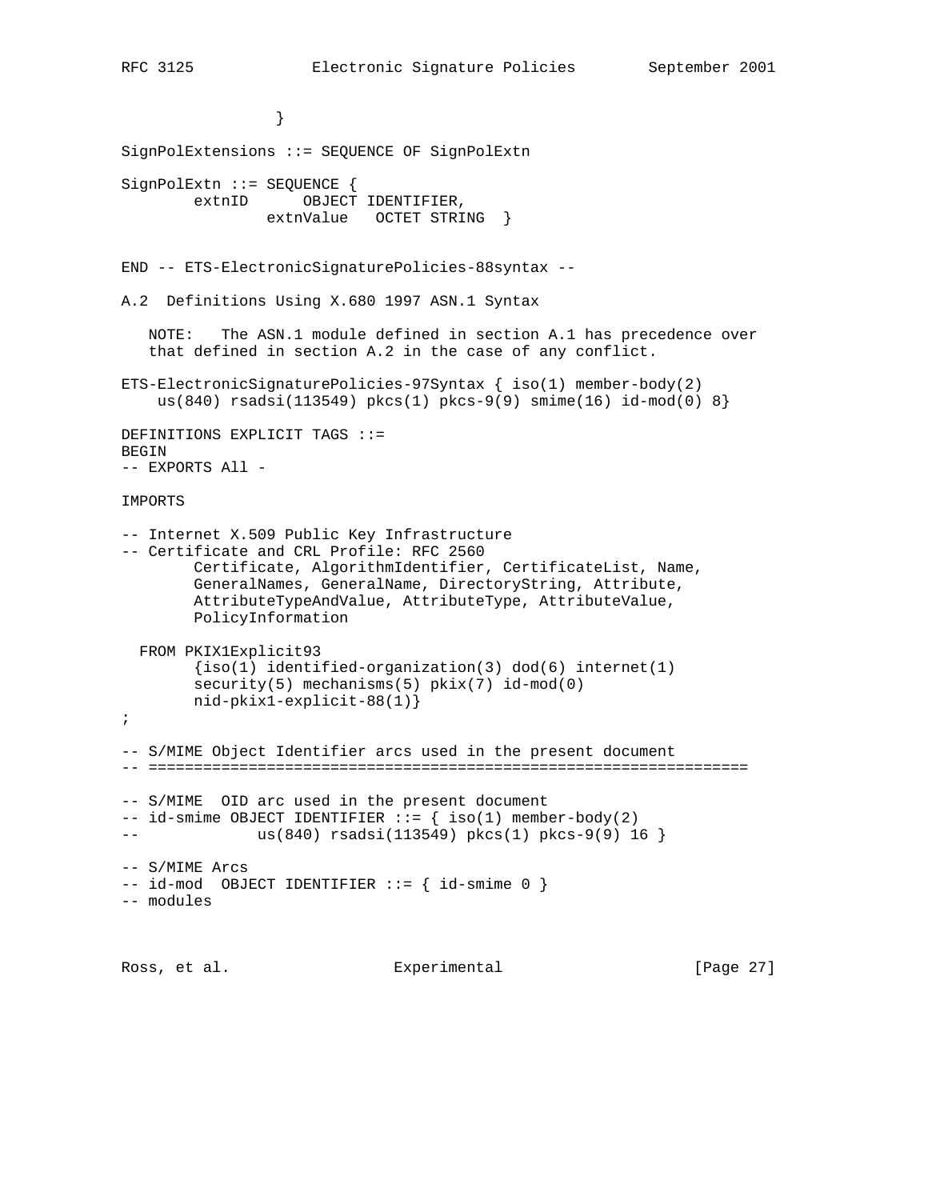```
                 }

SignPolExtensions ::= SEQUENCE OF SignPolExtn

SignPolExtn ::= SEQUENCE {
        extnID      OBJECT IDENTIFIER,
                extnValue   OCTET STRING  }


END -- ETS-ElectronicSignaturePolicies-88syntax --
```

A.2  Definitions Using X.680 1997 ASN.1 Syntax

   NOTE:   The ASN.1 module defined in section A.1 has precedence over
   that defined in section A.2 in the case of any conflict.

```
ETS-ElectronicSignaturePolicies-97Syntax { iso(1) member-body(2)
    us(840) rsadsi(113549) pkcs(1) pkcs-9(9) smime(16) id-mod(0) 8}

DEFINITIONS EXPLICIT TAGS ::=
BEGIN
-- EXPORTS All -

IMPORTS

-- Internet X.509 Public Key Infrastructure
-- Certificate and CRL Profile: RFC 2560
        Certificate, AlgorithmIdentifier, CertificateList, Name,
        GeneralNames, GeneralName, DirectoryString, Attribute,
        AttributeTypeAndValue, AttributeType, AttributeValue,
        PolicyInformation

  FROM PKIX1Explicit93
        {iso(1) identified-organization(3) dod(6) internet(1)
        security(5) mechanisms(5) pkix(7) id-mod(0)
        nid-pkix1-explicit-88(1)}
;

-- S/MIME Object Identifier arcs used in the present document
-- ==================================================================

-- S/MIME  OID arc used in the present document
-- id-smime OBJECT IDENTIFIER ::= { iso(1) member-body(2)
--             us(840) rsadsi(113549) pkcs(1) pkcs-9(9) 16 }

-- S/MIME Arcs
-- id-mod  OBJECT IDENTIFIER ::= { id-smime 0 }
-- modules
```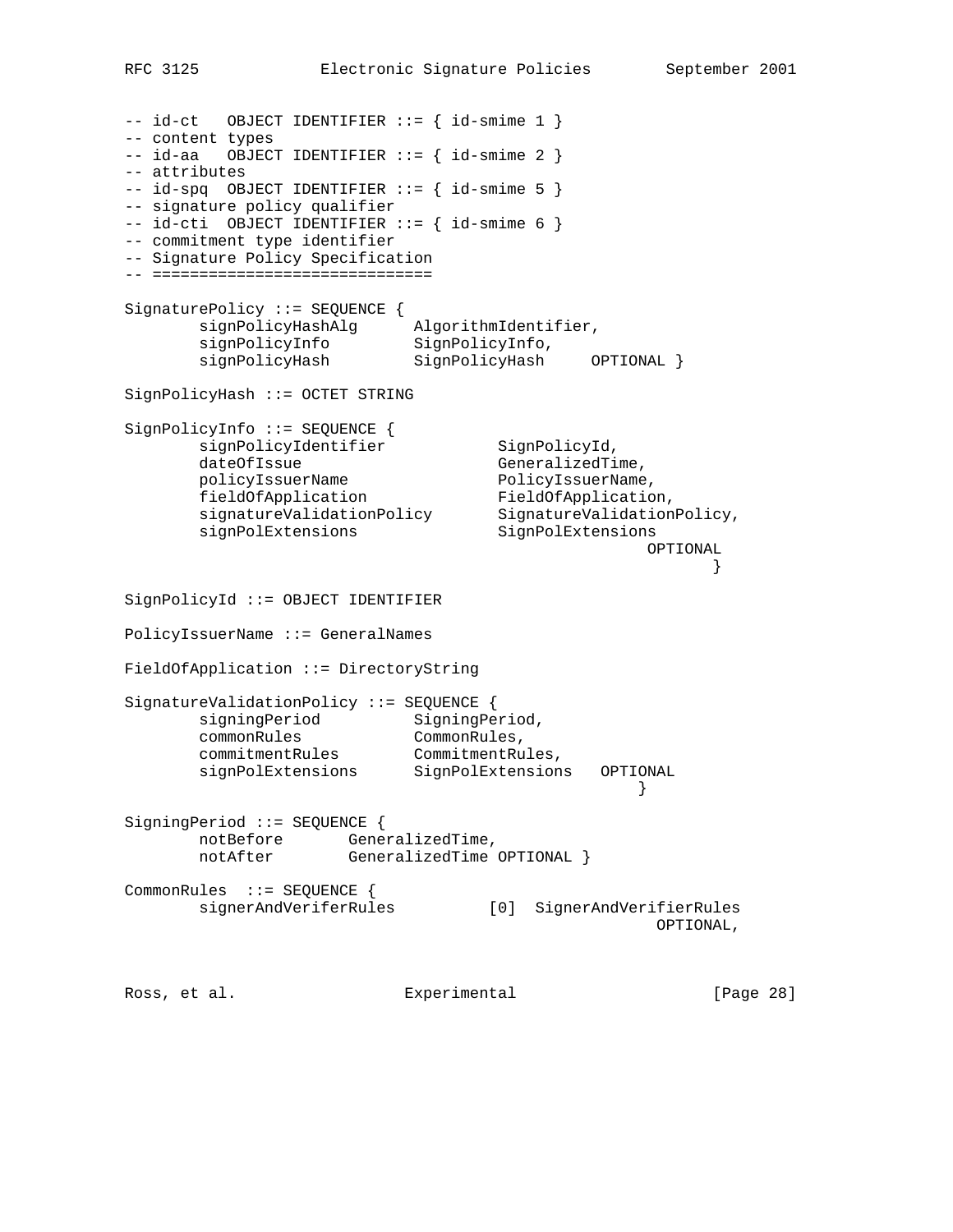```
-- id-ct   OBJECT IDENTIFIER ::= { id-smime 1 }
-- content types
-- id-aa   OBJECT IDENTIFIER ::= { id-smime 2 }
-- attributes
-- id-spq  OBJECT IDENTIFIER ::= { id-smime 5 }
-- signature policy qualifier
-- id-cti  OBJECT IDENTIFIER ::= { id-smime 6 }
-- commitment type identifier
-- Signature Policy Specification
-- ==============================

SignaturePolicy ::= SEQUENCE {
        signPolicyHashAlg      AlgorithmIdentifier,
        signPolicyInfo         SignPolicyInfo,
        signPolicyHash         SignPolicyHash     OPTIONAL }

SignPolicyHash ::= OCTET STRING

SignPolicyInfo ::= SEQUENCE {
        signPolicyIdentifier            SignPolicyId,
        dateOfIssue                     GeneralizedTime,
        policyIssuerName                PolicyIssuerName,
        fieldOfApplication              FieldOfApplication,
        signatureValidationPolicy       SignatureValidationPolicy,
        signPolExtensions               SignPolExtensions
                                                      OPTIONAL
                                                             }

SignPolicyId ::= OBJECT IDENTIFIER

PolicyIssuerName ::= GeneralNames

FieldOfApplication ::= DirectoryString

SignatureValidationPolicy ::= SEQUENCE {
        signingPeriod          SigningPeriod,
        commonRules            CommonRules,
        commitmentRules        CommitmentRules,
        signPolExtensions      SignPolExtensions   OPTIONAL
                                                      }

SigningPeriod ::= SEQUENCE {
        notBefore       GeneralizedTime,
        notAfter        GeneralizedTime OPTIONAL }

CommonRules  ::= SEQUENCE {
        signerAndVeriferRules          [0]  SignerAndVerifierRules
                                                       OPTIONAL,
```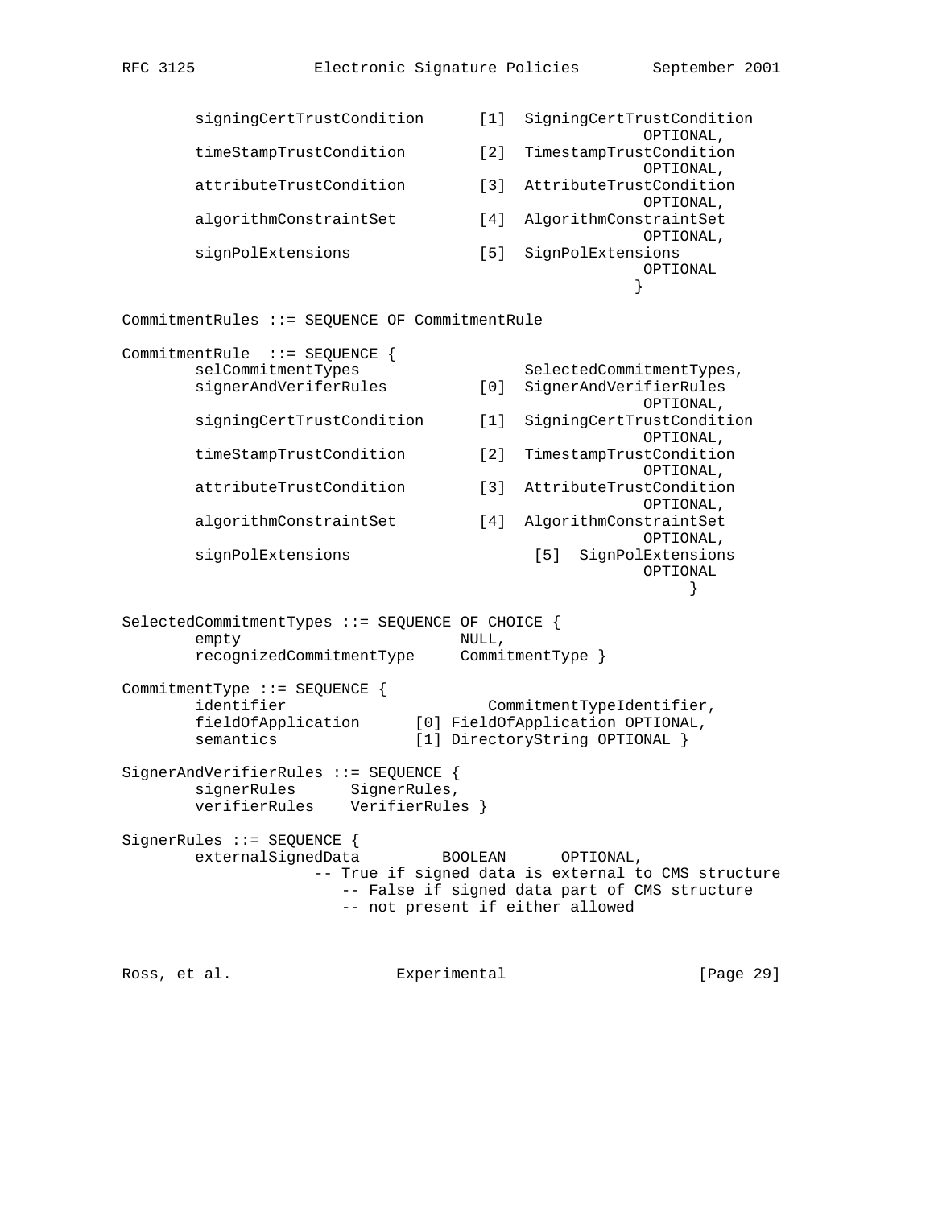```
        signingCertTrustCondition      [1]  SigningCertTrustCondition
                                                         OPTIONAL,
        timeStampTrustCondition        [2]  TimestampTrustCondition
                                                         OPTIONAL,
        attributeTrustCondition        [3]  AttributeTrustCondition
                                                         OPTIONAL,
        algorithmConstraintSet         [4]  AlgorithmConstraintSet
                                                         OPTIONAL,
        signPolExtensions              [5]  SignPolExtensions
                                                         OPTIONAL
                                                       }

CommitmentRules ::= SEQUENCE OF CommitmentRule

CommitmentRule  ::= SEQUENCE {
        selCommitmentTypes                  SelectedCommitmentTypes,
        signerAndVeriferRules          [0]  SignerAndVerifierRules
                                                         OPTIONAL,
        signingCertTrustCondition      [1]  SigningCertTrustCondition
                                                         OPTIONAL,
        timeStampTrustCondition        [2]  TimestampTrustCondition
                                                         OPTIONAL,
        attributeTrustCondition        [3]  AttributeTrustCondition
                                                         OPTIONAL,
        algorithmConstraintSet         [4]  AlgorithmConstraintSet
                                                         OPTIONAL,
        signPolExtensions                    [5]  SignPolExtensions
                                                         OPTIONAL
                                                             }

SelectedCommitmentTypes ::= SEQUENCE OF CHOICE {
        empty                         NULL,
        recognizedCommitmentType      CommitmentType }

CommitmentType ::= SEQUENCE {
        identifier                          CommitmentTypeIdentifier,
        fieldOfApplication       [0] FieldOfApplication OPTIONAL,
        semantics                [1] DirectoryString OPTIONAL }

SignerAndVerifierRules ::= SEQUENCE {
        signerRules       SignerRules,
        verifierRules     VerifierRules }

SignerRules ::= SEQUENCE {
        externalSignedData          BOOLEAN       OPTIONAL,
                      -- True if signed data is external to CMS structure
                         -- False if signed data part of CMS structure
                         -- not present if either allowed
```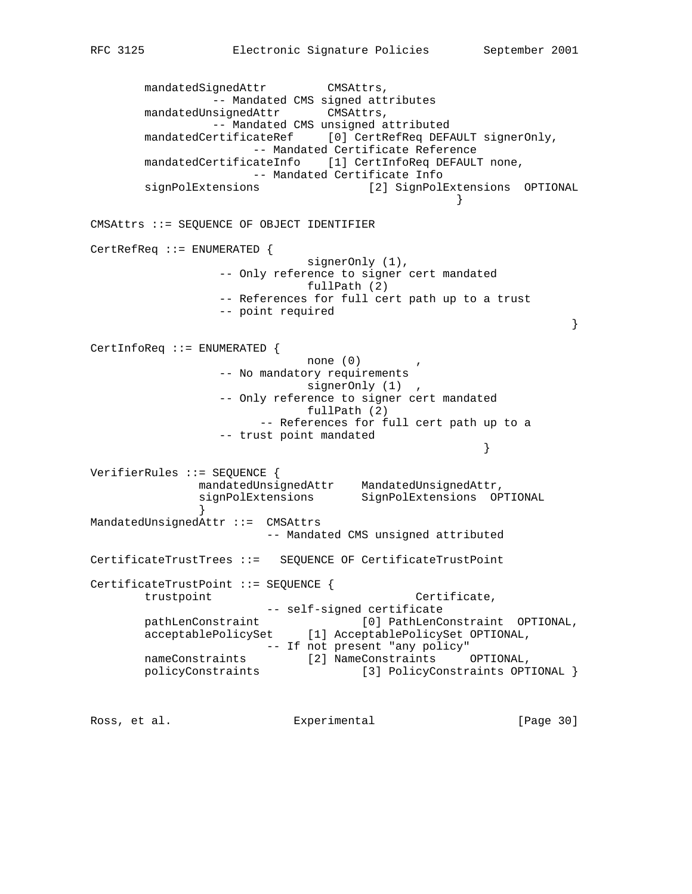```
        mandatedSignedAttr         CMSAttrs,
                -- Mandated CMS signed attributes
        mandatedUnsignedAttr       CMSAttrs,
                -- Mandated CMS unsigned attributed
        mandatedCertificateRef     [0] CertRefReq DEFAULT signerOnly,
                        -- Mandated Certificate Reference
        mandatedCertificateInfo    [1] CertInfoReq DEFAULT none,
                        -- Mandated Certificate Info
        signPolExtensions               [2] SignPolExtensions  OPTIONAL
                                                        }

CMSAttrs ::= SEQUENCE OF OBJECT IDENTIFIER

CertRefReq ::= ENUMERATED {
                            signerOnly (1),
                  -- Only reference to signer cert mandated
                            fullPath (2)
                  -- References for full cert path up to a trust
                  -- point required
                                                                    }

CertInfoReq ::= ENUMERATED {
                            none (0)        ,
                  -- No mandatory requirements
                            signerOnly (1)  ,
                  -- Only reference to signer cert mandated
                            fullPath (2)
                        -- References for full cert path up to a
                  -- trust point mandated
                                                  }

VerifierRules ::= SEQUENCE {
                mandatedUnsignedAttr    MandatedUnsignedAttr,
                signPolExtensions       SignPolExtensions  OPTIONAL
                }
MandatedUnsignedAttr ::=  CMSAttrs
                        -- Mandated CMS unsigned attributed

CertificateTrustTrees ::=   SEQUENCE OF CertificateTrustPoint

CertificateTrustPoint ::= SEQUENCE {
        trustpoint                            Certificate,
                        -- self-signed certificate
        pathLenConstraint               [0] PathLenConstraint  OPTIONAL,
        acceptablePolicySet     [1] AcceptablePolicySet OPTIONAL,
                        -- If not present "any policy"
        nameConstraints         [2] NameConstraints     OPTIONAL,
        policyConstraints               [3] PolicyConstraints OPTIONAL }
```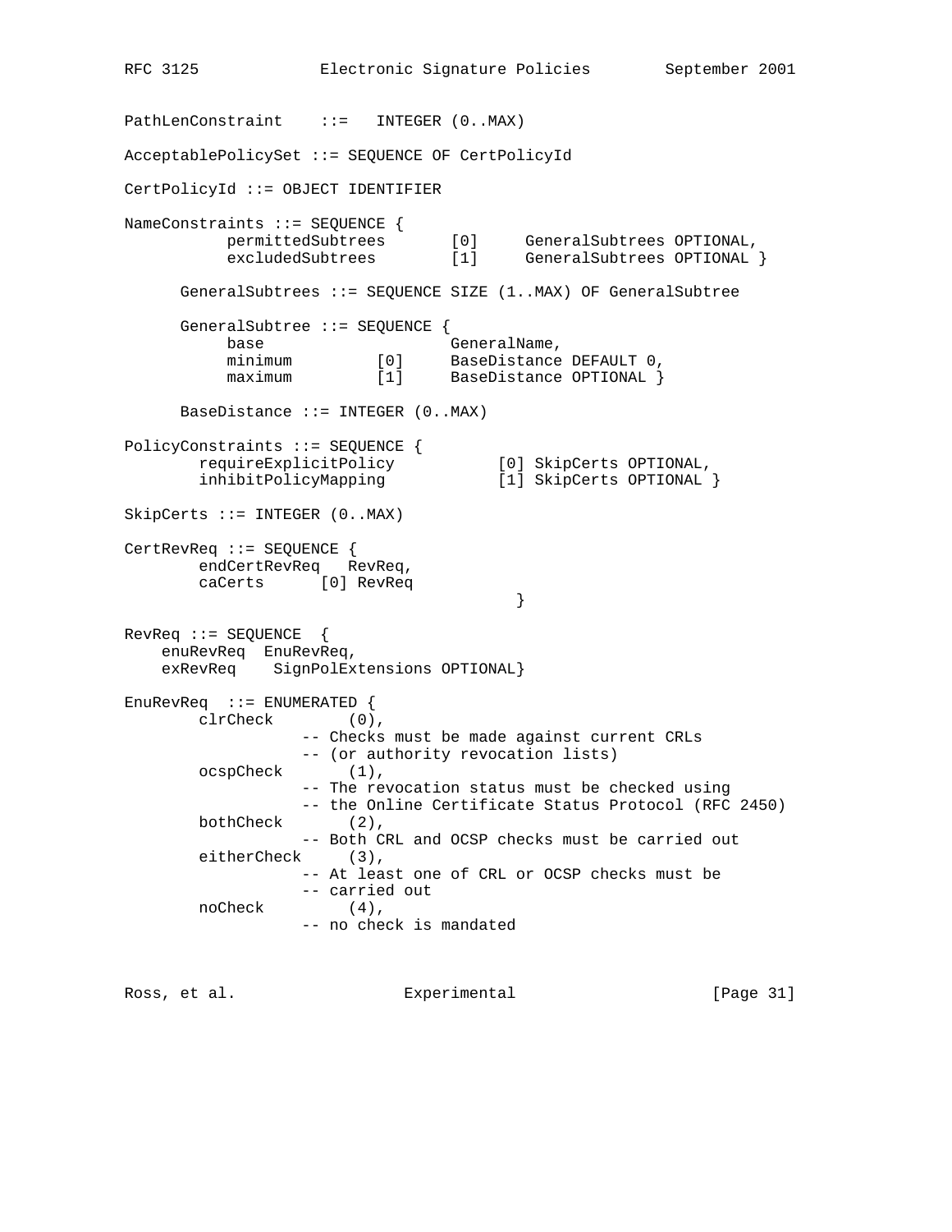```
PathLenConstraint    ::=   INTEGER (0..MAX)

AcceptablePolicySet ::= SEQUENCE OF CertPolicyId

CertPolicyId ::= OBJECT IDENTIFIER

NameConstraints ::= SEQUENCE {
           permittedSubtrees       [0]     GeneralSubtrees OPTIONAL,
           excludedSubtrees        [1]     GeneralSubtrees OPTIONAL }

      GeneralSubtrees ::= SEQUENCE SIZE (1..MAX) OF GeneralSubtree

      GeneralSubtree ::= SEQUENCE {
           base                    GeneralName,
           minimum         [0]     BaseDistance DEFAULT 0,
           maximum         [1]     BaseDistance OPTIONAL }

      BaseDistance ::= INTEGER (0..MAX)

PolicyConstraints ::= SEQUENCE {
        requireExplicitPolicy           [0] SkipCerts OPTIONAL,
        inhibitPolicyMapping            [1] SkipCerts OPTIONAL }

SkipCerts ::= INTEGER (0..MAX)

CertRevReq ::= SEQUENCE {
        endCertRevReq   RevReq,
        caCerts      [0] RevReq
                                           }

RevReq ::= SEQUENCE  {
    enuRevReq  EnuRevReq,
    exRevReq    SignPolExtensions OPTIONAL}

EnuRevReq  ::= ENUMERATED {
        clrCheck        (0),
                  -- Checks must be made against current CRLs
                  -- (or authority revocation lists)
        ocspCheck       (1),
                  -- The revocation status must be checked using
                  -- the Online Certificate Status Protocol (RFC 2450)
        bothCheck       (2),
                  -- Both CRL and OCSP checks must be carried out
        eitherCheck     (3),
                  -- At least one of CRL or OCSP checks must be
                  -- carried out
        noCheck         (4),
                  -- no check is mandated
```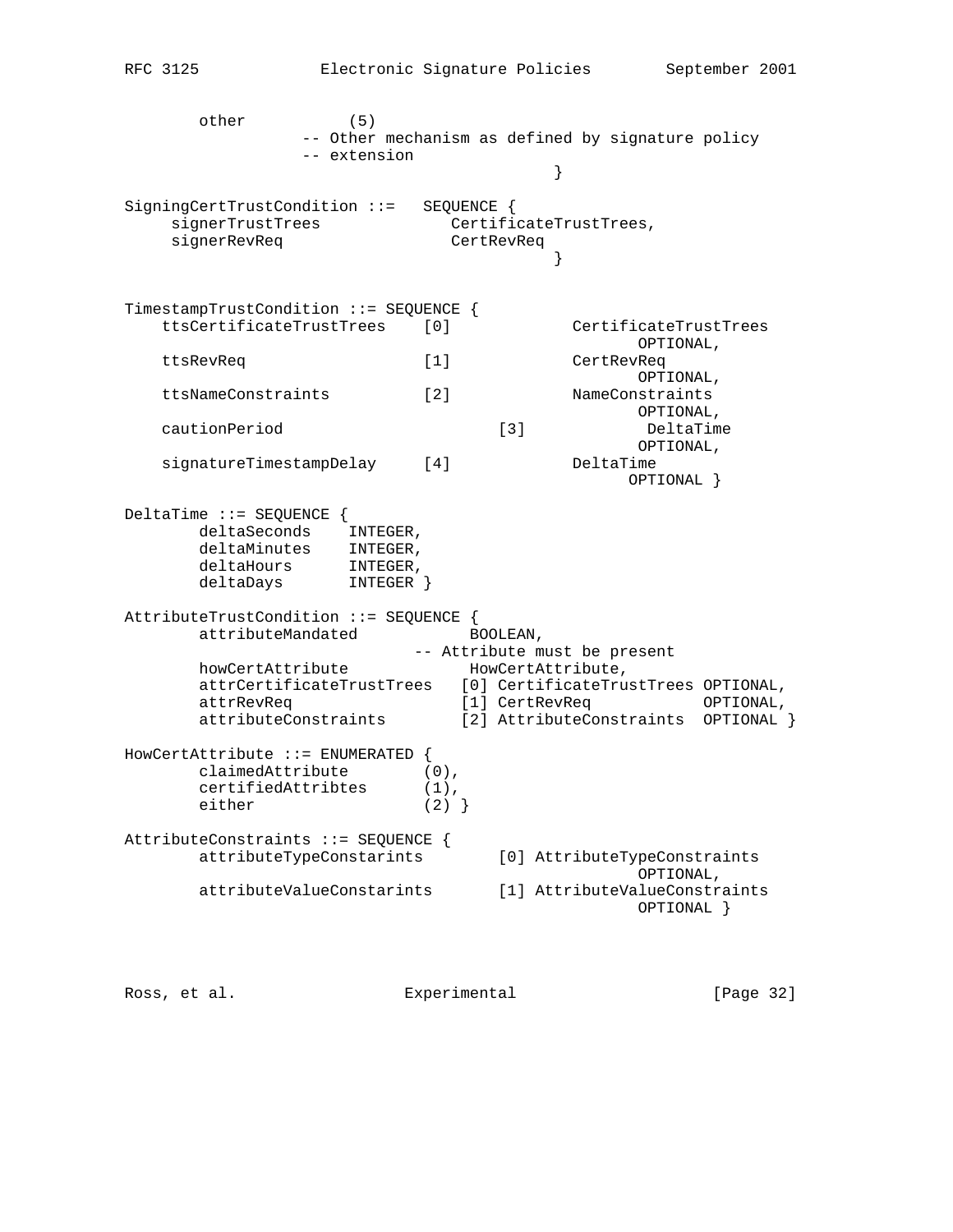```
        other           (5)
                  -- Other mechanism as defined by signature policy
                  -- extension
                                               }

SigningCertTrustCondition ::=   SEQUENCE {
     signerTrustTrees              CertificateTrustTrees,
     signerRevReq                  CertRevReq
                                               }


TimestampTrustCondition ::= SEQUENCE {
    ttsCertificateTrustTrees    [0]             CertificateTrustTrees
                                                        OPTIONAL,
    ttsRevReq                   [1]             CertRevReq
                                                        OPTIONAL,
    ttsNameConstraints          [2]             NameConstraints
                                                        OPTIONAL,
    cautionPeriod                       [3]             DeltaTime
                                                        OPTIONAL,
    signatureTimestampDelay     [4]             DeltaTime
                                                       OPTIONAL }

DeltaTime ::= SEQUENCE {
        deltaSeconds    INTEGER,
        deltaMinutes    INTEGER,
        deltaHours      INTEGER,
        deltaDays       INTEGER }

AttributeTrustCondition ::= SEQUENCE {
        attributeMandated            BOOLEAN,
                                -- Attribute must be present
        howCertAttribute            HowCertAttribute,
        attrCertificateTrustTrees   [0] CertificateTrustTrees OPTIONAL,
        attrRevReq                  [1] CertRevReq            OPTIONAL,
        attributeConstraints        [2] AttributeConstraints  OPTIONAL }

HowCertAttribute ::= ENUMERATED {
        claimedAttribute        (0),
        certifiedAttribtes      (1),
        either                  (2) }

AttributeConstraints ::= SEQUENCE {
        attributeTypeConstarints        [0] AttributeTypeConstraints
                                                        OPTIONAL,
        attributeValueConstarints       [1] AttributeValueConstraints
                                                        OPTIONAL }
```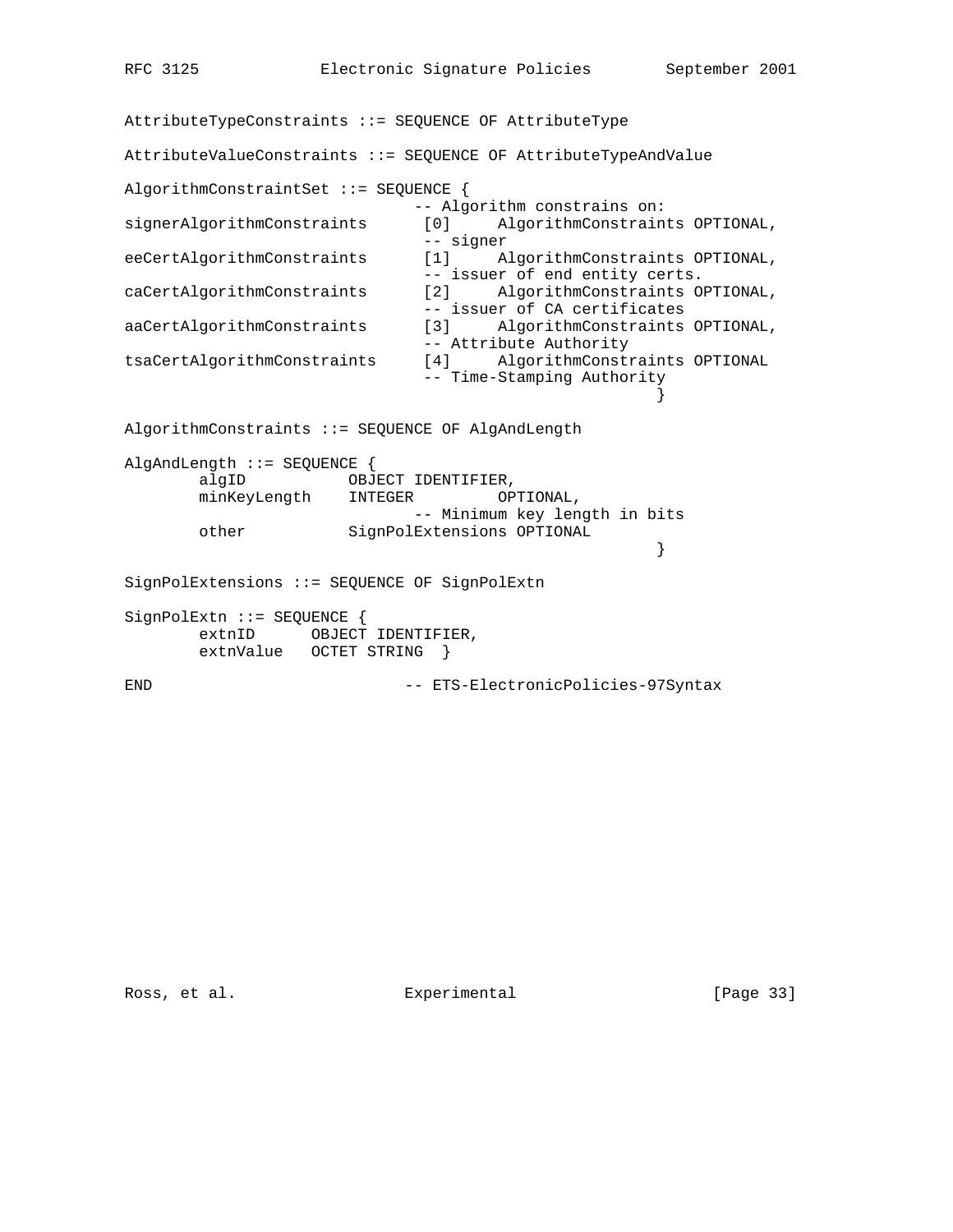```
AttributeTypeConstraints ::= SEQUENCE OF AttributeType

AttributeValueConstraints ::= SEQUENCE OF AttributeTypeAndValue

AlgorithmConstraintSet ::= SEQUENCE {
                               -- Algorithm constrains on:
signerAlgorithmConstraints      [0]     AlgorithmConstraints OPTIONAL,
                                -- signer
eeCertAlgorithmConstraints      [1]     AlgorithmConstraints OPTIONAL,
                                -- issuer of end entity certs.
caCertAlgorithmConstraints      [2]     AlgorithmConstraints OPTIONAL,
                                -- issuer of CA certificates
aaCertAlgorithmConstraints      [3]     AlgorithmConstraints OPTIONAL,
                                -- Attribute Authority
tsaCertAlgorithmConstraints     [4]     AlgorithmConstraints OPTIONAL
                                -- Time-Stamping Authority
                                                          }

AlgorithmConstraints ::= SEQUENCE OF AlgAndLength

AlgAndLength ::= SEQUENCE {
        algID           OBJECT IDENTIFIER,
        minKeyLength    INTEGER         OPTIONAL,
                               -- Minimum key length in bits
        other           SignPolExtensions OPTIONAL
                                                          }

SignPolExtensions ::= SEQUENCE OF SignPolExtn

SignPolExtn ::= SEQUENCE {
        extnID      OBJECT IDENTIFIER,
        extnValue   OCTET STRING  }

END                           -- ETS-ElectronicPolicies-97Syntax
```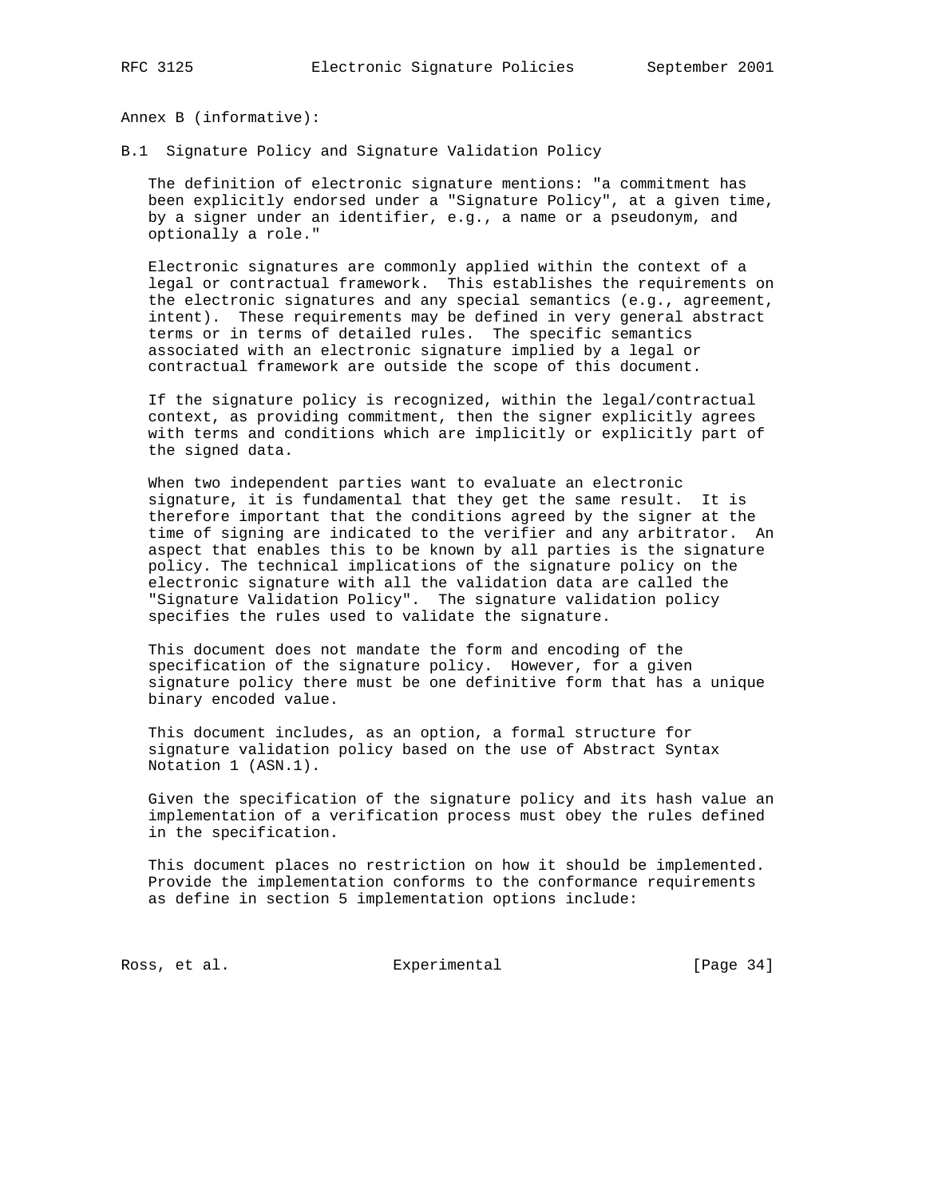## Annex B (informative):

### B.1 Signature Policy and Signature Validation Policy

The definition of electronic signature mentions: "a commitment has been explicitly endorsed under a "Signature Policy", at a given time, by a signer under an identifier, e.g., a name or a pseudonym, and optionally a role."

Electronic signatures are commonly applied within the context of a legal or contractual framework. This establishes the requirements on the electronic signatures and any special semantics (e.g., agreement, intent). These requirements may be defined in very general abstract terms or in terms of detailed rules. The specific semantics associated with an electronic signature implied by a legal or contractual framework are outside the scope of this document.

If the signature policy is recognized, within the legal/contractual context, as providing commitment, then the signer explicitly agrees with terms and conditions which are implicitly or explicitly part of the signed data.

When two independent parties want to evaluate an electronic signature, it is fundamental that they get the same result. It is therefore important that the conditions agreed by the signer at the time of signing are indicated to the verifier and any arbitrator. An aspect that enables this to be known by all parties is the signature policy. The technical implications of the signature policy on the electronic signature with all the validation data are called the "Signature Validation Policy". The signature validation policy specifies the rules used to validate the signature.

This document does not mandate the form and encoding of the specification of the signature policy. However, for a given signature policy there must be one definitive form that has a unique binary encoded value.

This document includes, as an option, a formal structure for signature validation policy based on the use of Abstract Syntax Notation 1 (ASN.1).

Given the specification of the signature policy and its hash value an implementation of a verification process must obey the rules defined in the specification.

This document places no restriction on how it should be implemented. Provide the implementation conforms to the conformance requirements as define in section 5 implementation options include: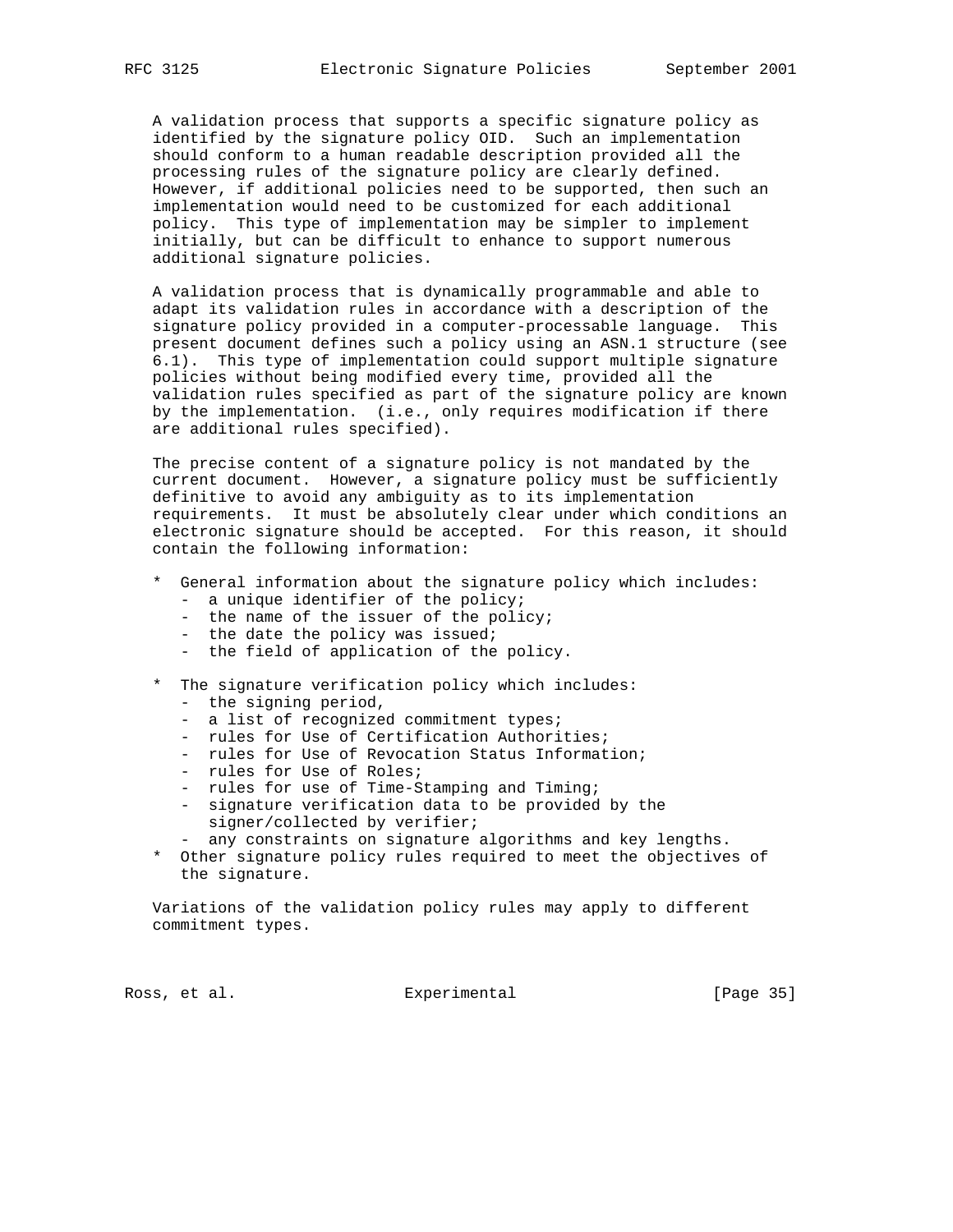A validation process that supports a specific signature policy as identified by the signature policy OID. Such an implementation should conform to a human readable description provided all the processing rules of the signature policy are clearly defined. However, if additional policies need to be supported, then such an implementation would need to be customized for each additional policy. This type of implementation may be simpler to implement initially, but can be difficult to enhance to support numerous additional signature policies.

A validation process that is dynamically programmable and able to adapt its validation rules in accordance with a description of the signature policy provided in a computer-processable language. This present document defines such a policy using an ASN.1 structure (see 6.1). This type of implementation could support multiple signature policies without being modified every time, provided all the validation rules specified as part of the signature policy are known by the implementation. (i.e., only requires modification if there are additional rules specified).

The precise content of a signature policy is not mandated by the current document. However, a signature policy must be sufficiently definitive to avoid any ambiguity as to its implementation requirements. It must be absolutely clear under which conditions an electronic signature should be accepted. For this reason, it should contain the following information:

* General information about the signature policy which includes:
  - a unique identifier of the policy;
  - the name of the issuer of the policy;
  - the date the policy was issued;
  - the field of application of the policy.

* The signature verification policy which includes:
  - the signing period,
  - a list of recognized commitment types;
  - rules for Use of Certification Authorities;
  - rules for Use of Revocation Status Information;
  - rules for Use of Roles;
  - rules for use of Time-Stamping and Timing;
  - signature verification data to be provided by the signer/collected by verifier;
  - any constraints on signature algorithms and key lengths.
* Other signature policy rules required to meet the objectives of the signature.

Variations of the validation policy rules may apply to different commitment types.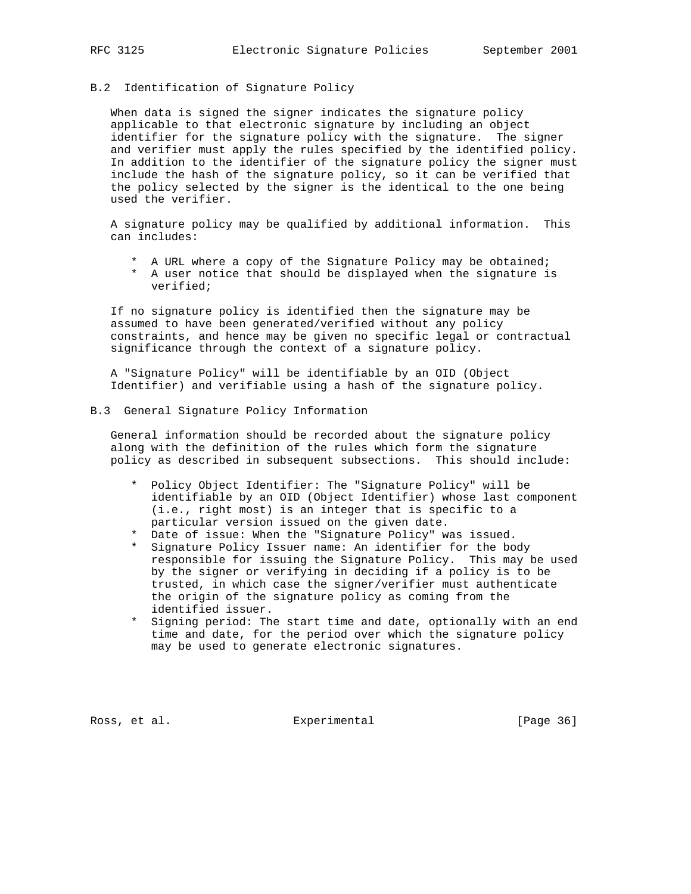## B.2  Identification of Signature Policy

When data is signed the signer indicates the signature policy applicable to that electronic signature by including an object identifier for the signature policy with the signature.  The signer and verifier must apply the rules specified by the identified policy. In addition to the identifier of the signature policy the signer must include the hash of the signature policy, so it can be verified that the policy selected by the signer is the identical to the one being used the verifier.

A signature policy may be qualified by additional information.  This can includes:

* A URL where a copy of the Signature Policy may be obtained;
* A user notice that should be displayed when the signature is verified;

If no signature policy is identified then the signature may be assumed to have been generated/verified without any policy constraints, and hence may be given no specific legal or contractual significance through the context of a signature policy.

A "Signature Policy" will be identifiable by an OID (Object Identifier) and verifiable using a hash of the signature policy.

## B.3  General Signature Policy Information

General information should be recorded about the signature policy along with the definition of the rules which form the signature policy as described in subsequent subsections.  This should include:

* Policy Object Identifier: The "Signature Policy" will be identifiable by an OID (Object Identifier) whose last component (i.e., right most) is an integer that is specific to a particular version issued on the given date.
* Date of issue: When the "Signature Policy" was issued.
* Signature Policy Issuer name: An identifier for the body responsible for issuing the Signature Policy.  This may be used by the signer or verifying in deciding if a policy is to be trusted, in which case the signer/verifier must authenticate the origin of the signature policy as coming from the identified issuer.
* Signing period: The start time and date, optionally with an end time and date, for the period over which the signature policy may be used to generate electronic signatures.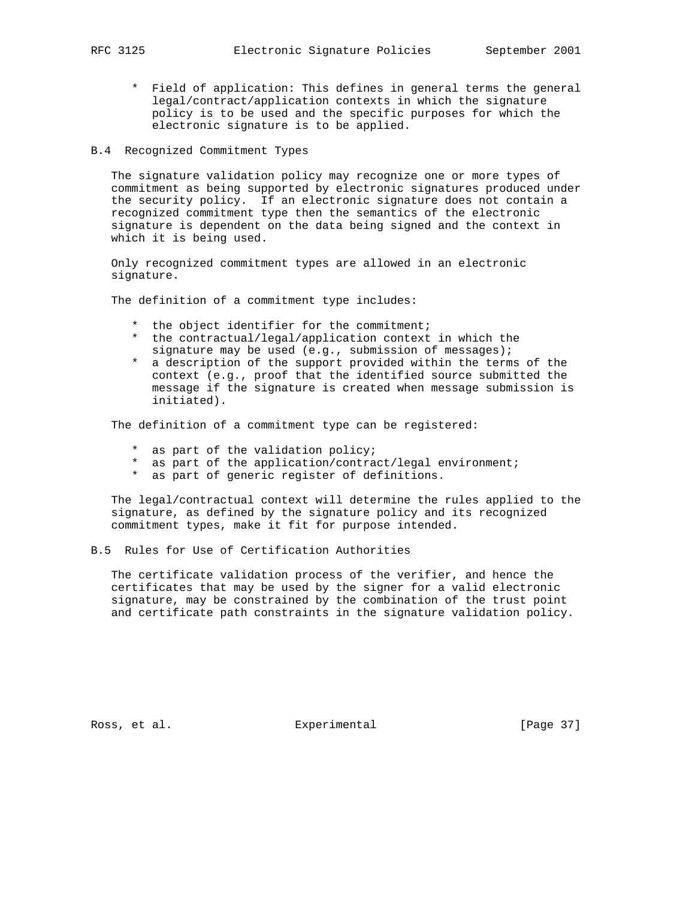* Field of application: This defines in general terms the general legal/contract/application contexts in which the signature policy is to be used and the specific purposes for which the electronic signature is to be applied.

## B.4 Recognized Commitment Types

The signature validation policy may recognize one or more types of commitment as being supported by electronic signatures produced under the security policy. If an electronic signature does not contain a recognized commitment type then the semantics of the electronic signature is dependent on the data being signed and the context in which it is being used.

Only recognized commitment types are allowed in an electronic signature.

The definition of a commitment type includes:

* the object identifier for the commitment;
* the contractual/legal/application context in which the signature may be used (e.g., submission of messages);
* a description of the support provided within the terms of the context (e.g., proof that the identified source submitted the message if the signature is created when message submission is initiated).

The definition of a commitment type can be registered:

* as part of the validation policy;
* as part of the application/contract/legal environment;
* as part of generic register of definitions.

The legal/contractual context will determine the rules applied to the signature, as defined by the signature policy and its recognized commitment types, make it fit for purpose intended.

## B.5 Rules for Use of Certification Authorities

The certificate validation process of the verifier, and hence the certificates that may be used by the signer for a valid electronic signature, may be constrained by the combination of the trust point and certificate path constraints in the signature validation policy.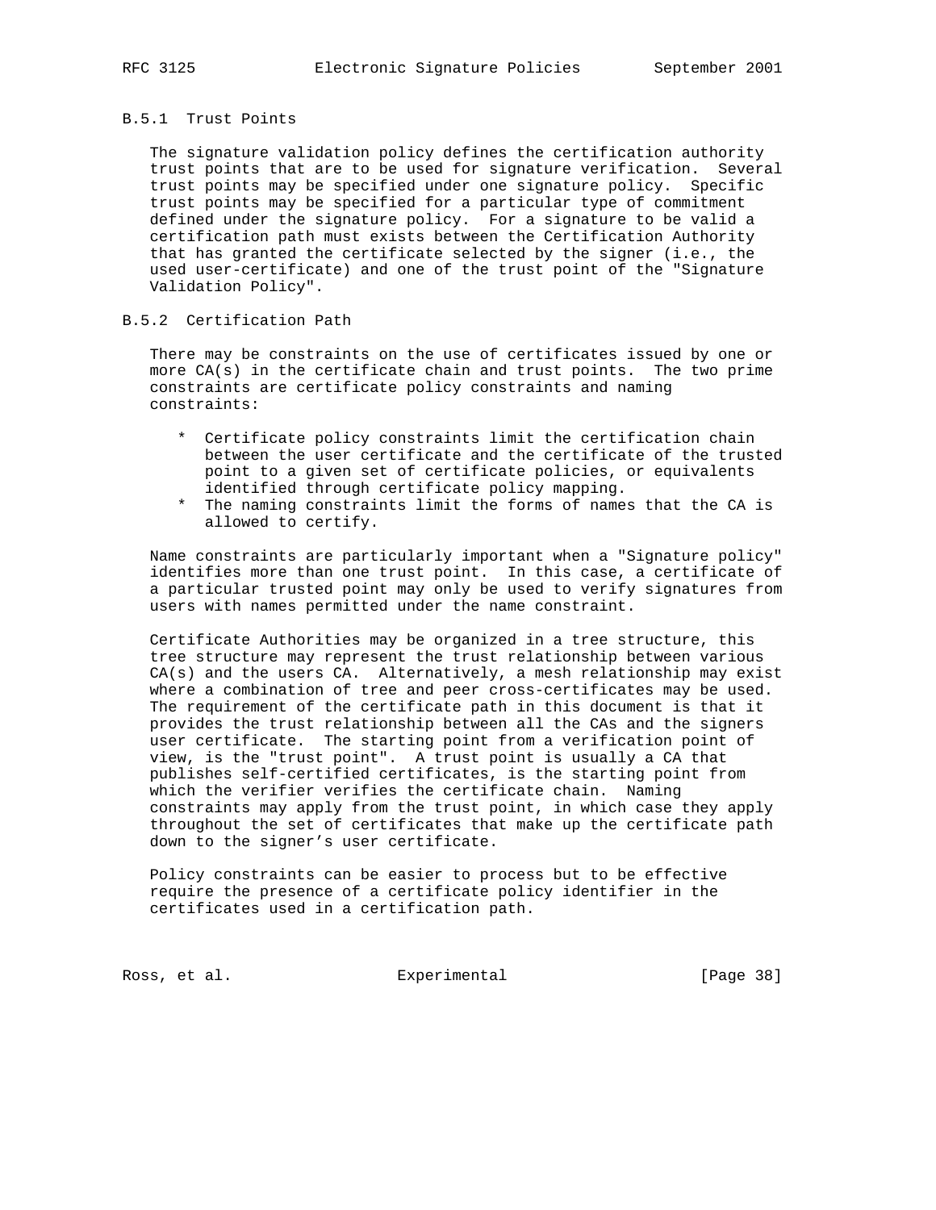### B.5.1 Trust Points

The signature validation policy defines the certification authority trust points that are to be used for signature verification. Several trust points may be specified under one signature policy. Specific trust points may be specified for a particular type of commitment defined under the signature policy. For a signature to be valid a certification path must exists between the Certification Authority that has granted the certificate selected by the signer (i.e., the used user-certificate) and one of the trust point of the "Signature Validation Policy".

### B.5.2 Certification Path

There may be constraints on the use of certificates issued by one or more CA(s) in the certificate chain and trust points. The two prime constraints are certificate policy constraints and naming constraints:

* Certificate policy constraints limit the certification chain between the user certificate and the certificate of the trusted point to a given set of certificate policies, or equivalents identified through certificate policy mapping.
* The naming constraints limit the forms of names that the CA is allowed to certify.

Name constraints are particularly important when a "Signature policy" identifies more than one trust point. In this case, a certificate of a particular trusted point may only be used to verify signatures from users with names permitted under the name constraint.

Certificate Authorities may be organized in a tree structure, this tree structure may represent the trust relationship between various CA(s) and the users CA. Alternatively, a mesh relationship may exist where a combination of tree and peer cross-certificates may be used. The requirement of the certificate path in this document is that it provides the trust relationship between all the CAs and the signers user certificate. The starting point from a verification point of view, is the "trust point". A trust point is usually a CA that publishes self-certified certificates, is the starting point from which the verifier verifies the certificate chain. Naming constraints may apply from the trust point, in which case they apply throughout the set of certificates that make up the certificate path down to the signer's user certificate.

Policy constraints can be easier to process but to be effective require the presence of a certificate policy identifier in the certificates used in a certification path.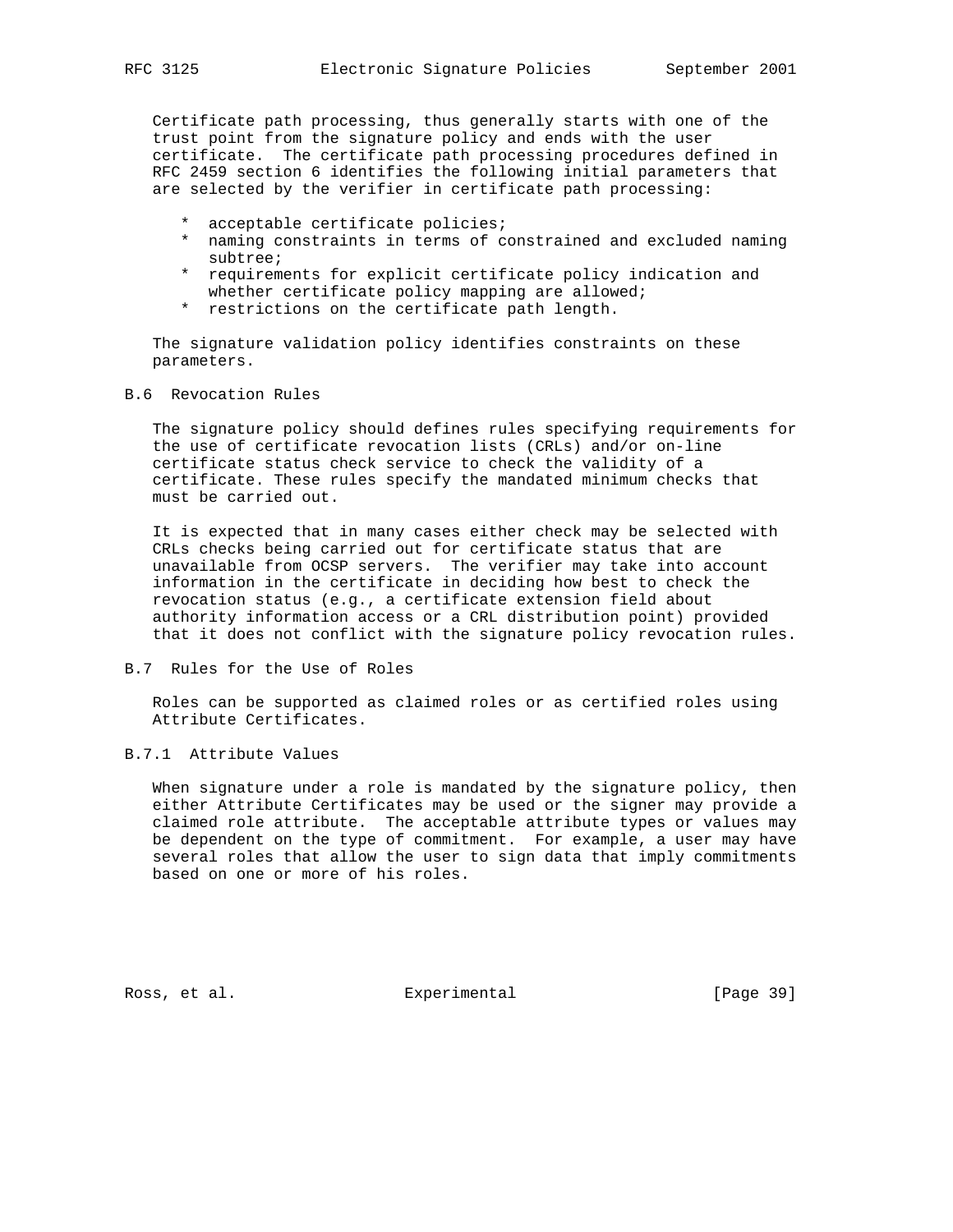Certificate path processing, thus generally starts with one of the trust point from the signature policy and ends with the user certificate. The certificate path processing procedures defined in RFC 2459 section 6 identifies the following initial parameters that are selected by the verifier in certificate path processing:

* acceptable certificate policies;
* naming constraints in terms of constrained and excluded naming subtree;
* requirements for explicit certificate policy indication and whether certificate policy mapping are allowed;
* restrictions on the certificate path length.

The signature validation policy identifies constraints on these parameters.

## B.6 Revocation Rules

The signature policy should defines rules specifying requirements for the use of certificate revocation lists (CRLs) and/or on-line certificate status check service to check the validity of a certificate. These rules specify the mandated minimum checks that must be carried out.

It is expected that in many cases either check may be selected with CRLs checks being carried out for certificate status that are unavailable from OCSP servers. The verifier may take into account information in the certificate in deciding how best to check the revocation status (e.g., a certificate extension field about authority information access or a CRL distribution point) provided that it does not conflict with the signature policy revocation rules.

## B.7 Rules for the Use of Roles

Roles can be supported as claimed roles or as certified roles using Attribute Certificates.

### B.7.1 Attribute Values

When signature under a role is mandated by the signature policy, then either Attribute Certificates may be used or the signer may provide a claimed role attribute. The acceptable attribute types or values may be dependent on the type of commitment. For example, a user may have several roles that allow the user to sign data that imply commitments based on one or more of his roles.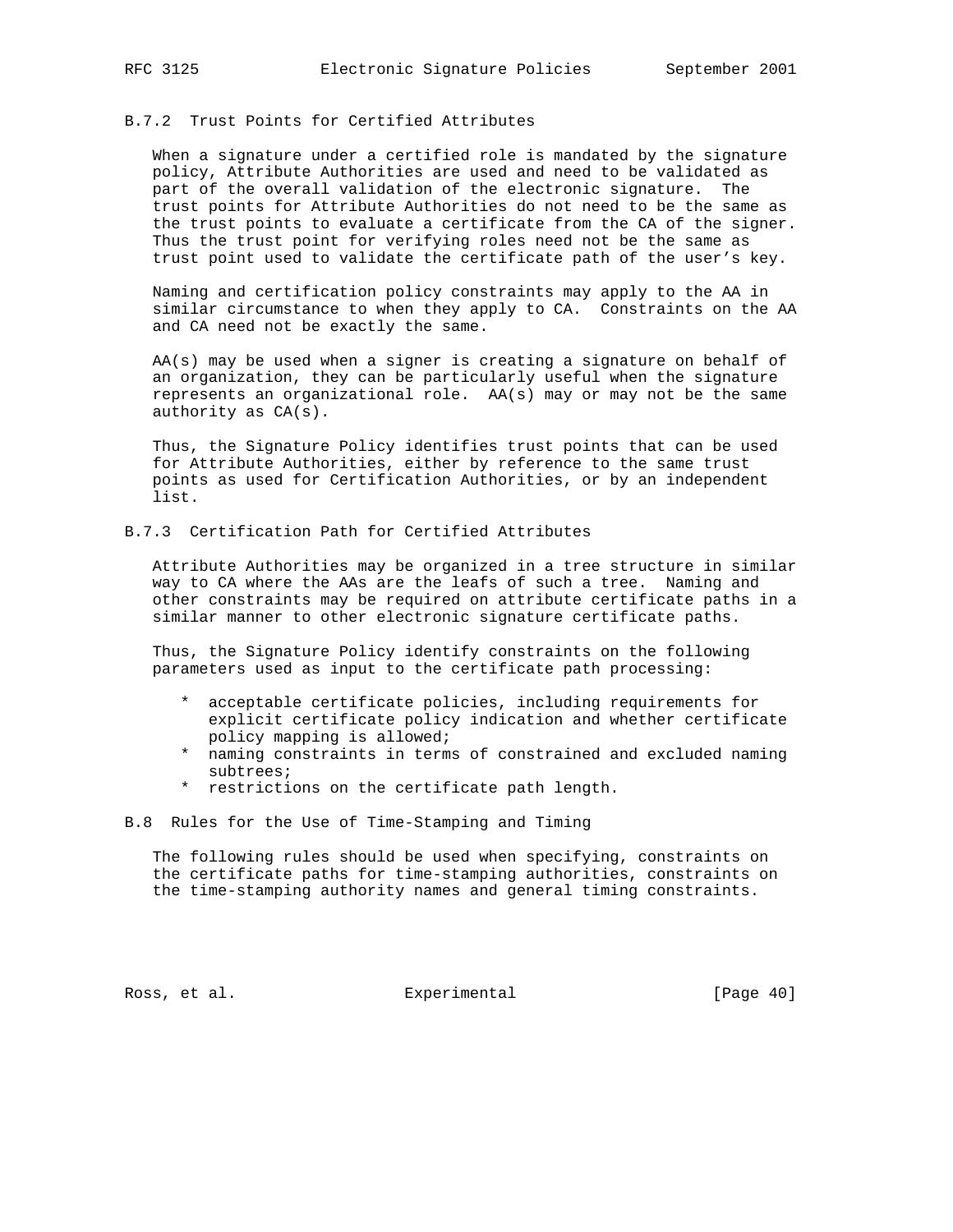### B.7.2 Trust Points for Certified Attributes

When a signature under a certified role is mandated by the signature policy, Attribute Authorities are used and need to be validated as part of the overall validation of the electronic signature. The trust points for Attribute Authorities do not need to be the same as the trust points to evaluate a certificate from the CA of the signer. Thus the trust point for verifying roles need not be the same as trust point used to validate the certificate path of the user's key.

Naming and certification policy constraints may apply to the AA in similar circumstance to when they apply to CA. Constraints on the AA and CA need not be exactly the same.

AA(s) may be used when a signer is creating a signature on behalf of an organization, they can be particularly useful when the signature represents an organizational role. AA(s) may or may not be the same authority as CA(s).

Thus, the Signature Policy identifies trust points that can be used for Attribute Authorities, either by reference to the same trust points as used for Certification Authorities, or by an independent list.

### B.7.3 Certification Path for Certified Attributes

Attribute Authorities may be organized in a tree structure in similar way to CA where the AAs are the leafs of such a tree. Naming and other constraints may be required on attribute certificate paths in a similar manner to other electronic signature certificate paths.

Thus, the Signature Policy identify constraints on the following parameters used as input to the certificate path processing:

* acceptable certificate policies, including requirements for explicit certificate policy indication and whether certificate policy mapping is allowed;
* naming constraints in terms of constrained and excluded naming subtrees;
* restrictions on the certificate path length.

## B.8 Rules for the Use of Time-Stamping and Timing

The following rules should be used when specifying, constraints on the certificate paths for time-stamping authorities, constraints on the time-stamping authority names and general timing constraints.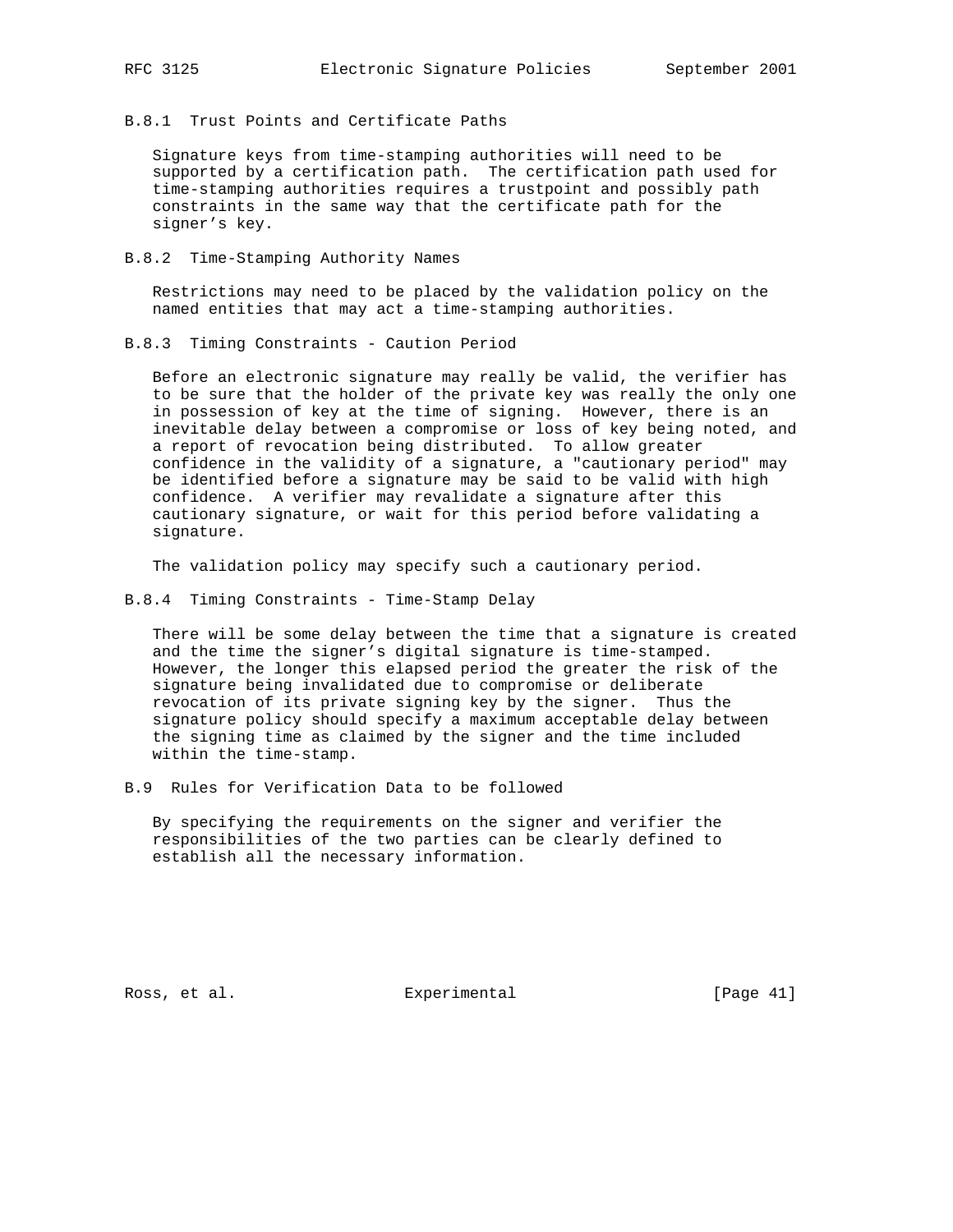### B.8.1 Trust Points and Certificate Paths

Signature keys from time-stamping authorities will need to be supported by a certification path. The certification path used for time-stamping authorities requires a trustpoint and possibly path constraints in the same way that the certificate path for the signer's key.

### B.8.2 Time-Stamping Authority Names

Restrictions may need to be placed by the validation policy on the named entities that may act a time-stamping authorities.

### B.8.3 Timing Constraints - Caution Period

Before an electronic signature may really be valid, the verifier has to be sure that the holder of the private key was really the only one in possession of key at the time of signing. However, there is an inevitable delay between a compromise or loss of key being noted, and a report of revocation being distributed. To allow greater confidence in the validity of a signature, a "cautionary period" may be identified before a signature may be said to be valid with high confidence. A verifier may revalidate a signature after this cautionary signature, or wait for this period before validating a signature.

The validation policy may specify such a cautionary period.

### B.8.4 Timing Constraints - Time-Stamp Delay

There will be some delay between the time that a signature is created and the time the signer's digital signature is time-stamped. However, the longer this elapsed period the greater the risk of the signature being invalidated due to compromise or deliberate revocation of its private signing key by the signer. Thus the signature policy should specify a maximum acceptable delay between the signing time as claimed by the signer and the time included within the time-stamp.

## B.9 Rules for Verification Data to be followed

By specifying the requirements on the signer and verifier the responsibilities of the two parties can be clearly defined to establish all the necessary information.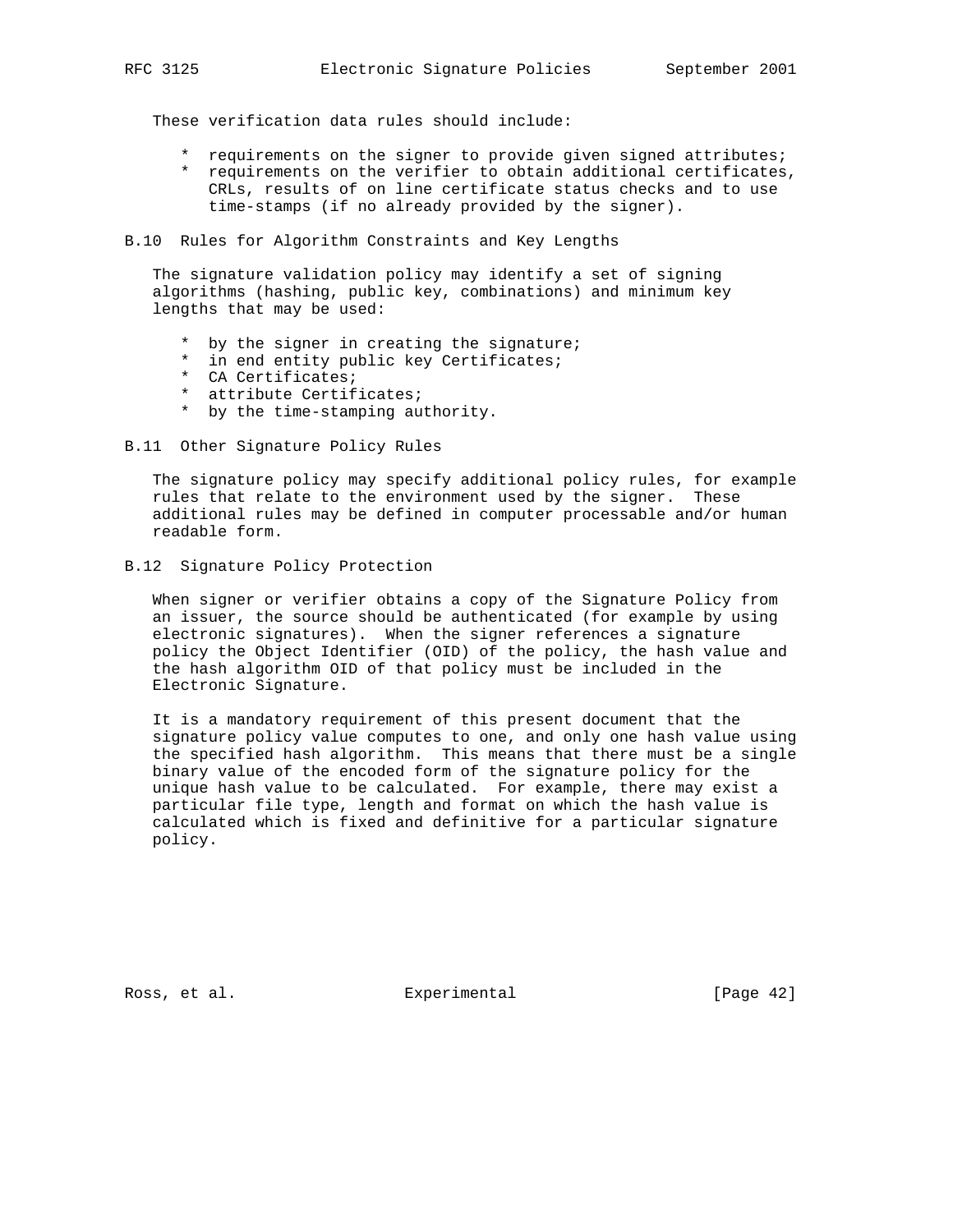These verification data rules should include:

* requirements on the signer to provide given signed attributes;
* requirements on the verifier to obtain additional certificates, CRLs, results of on line certificate status checks and to use time-stamps (if no already provided by the signer).

## B.10 Rules for Algorithm Constraints and Key Lengths

The signature validation policy may identify a set of signing algorithms (hashing, public key, combinations) and minimum key lengths that may be used:

* by the signer in creating the signature;
* in end entity public key Certificates;
* CA Certificates;
* attribute Certificates;
* by the time-stamping authority.

## B.11 Other Signature Policy Rules

The signature policy may specify additional policy rules, for example rules that relate to the environment used by the signer. These additional rules may be defined in computer processable and/or human readable form.

## B.12 Signature Policy Protection

When signer or verifier obtains a copy of the Signature Policy from an issuer, the source should be authenticated (for example by using electronic signatures). When the signer references a signature policy the Object Identifier (OID) of the policy, the hash value and the hash algorithm OID of that policy must be included in the Electronic Signature.

It is a mandatory requirement of this present document that the signature policy value computes to one, and only one hash value using the specified hash algorithm. This means that there must be a single binary value of the encoded form of the signature policy for the unique hash value to be calculated. For example, there may exist a particular file type, length and format on which the hash value is calculated which is fixed and definitive for a particular signature policy.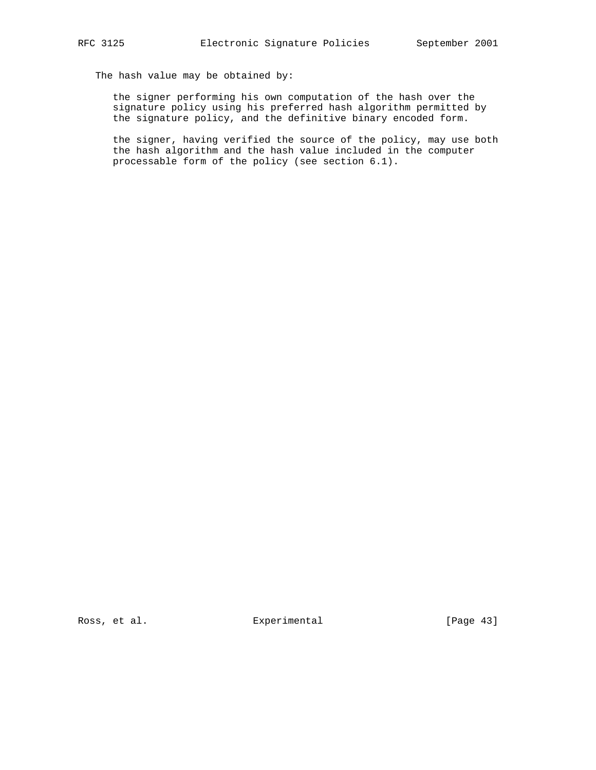The hash value may be obtained by:

the signer performing his own computation of the hash over the signature policy using his preferred hash algorithm permitted by the signature policy, and the definitive binary encoded form.

the signer, having verified the source of the policy, may use both the hash algorithm and the hash value included in the computer processable form of the policy (see section 6.1).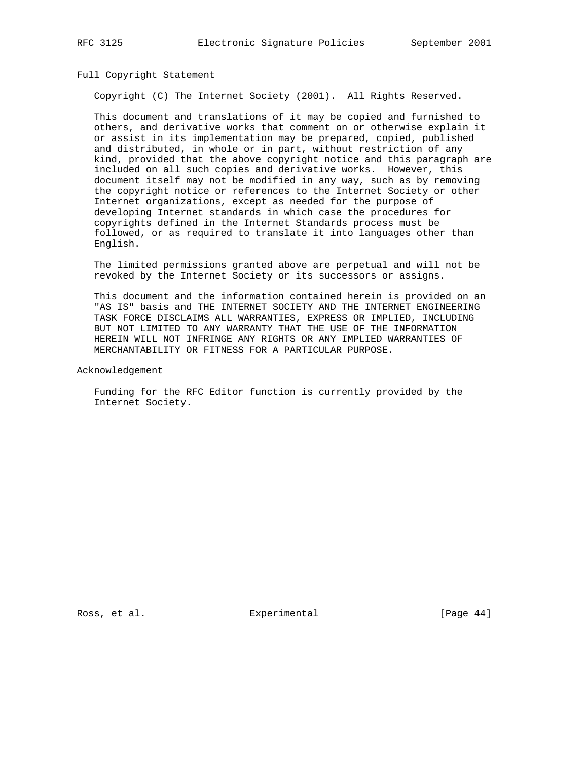## Full Copyright Statement

Copyright (C) The Internet Society (2001). All Rights Reserved.

This document and translations of it may be copied and furnished to others, and derivative works that comment on or otherwise explain it or assist in its implementation may be prepared, copied, published and distributed, in whole or in part, without restriction of any kind, provided that the above copyright notice and this paragraph are included on all such copies and derivative works. However, this document itself may not be modified in any way, such as by removing the copyright notice or references to the Internet Society or other Internet organizations, except as needed for the purpose of developing Internet standards in which case the procedures for copyrights defined in the Internet Standards process must be followed, or as required to translate it into languages other than English.

The limited permissions granted above are perpetual and will not be revoked by the Internet Society or its successors or assigns.

This document and the information contained herein is provided on an "AS IS" basis and THE INTERNET SOCIETY AND THE INTERNET ENGINEERING TASK FORCE DISCLAIMS ALL WARRANTIES, EXPRESS OR IMPLIED, INCLUDING BUT NOT LIMITED TO ANY WARRANTY THAT THE USE OF THE INFORMATION HEREIN WILL NOT INFRINGE ANY RIGHTS OR ANY IMPLIED WARRANTIES OF MERCHANTABILITY OR FITNESS FOR A PARTICULAR PURPOSE.

## Acknowledgement

Funding for the RFC Editor function is currently provided by the Internet Society.